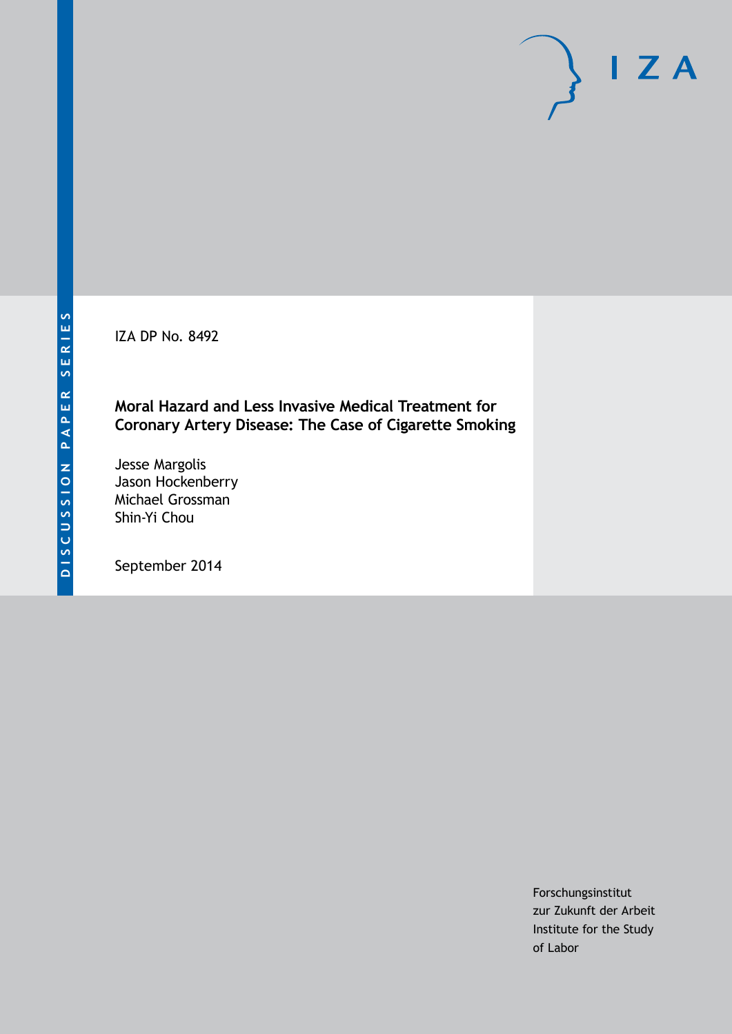IZA DP No. 8492

# Moral Hazard and Less Invasive Medical Treatment for Coronary Artery Disease: The Case of Cigarette Smoking

Jesse Margolis
Jason Hockenberry
Michael Grossman
Shin-Yi Chou

September 2014

Forschungsinstitut
zur Zukunft der Arbeit
Institute for the Study
of Labor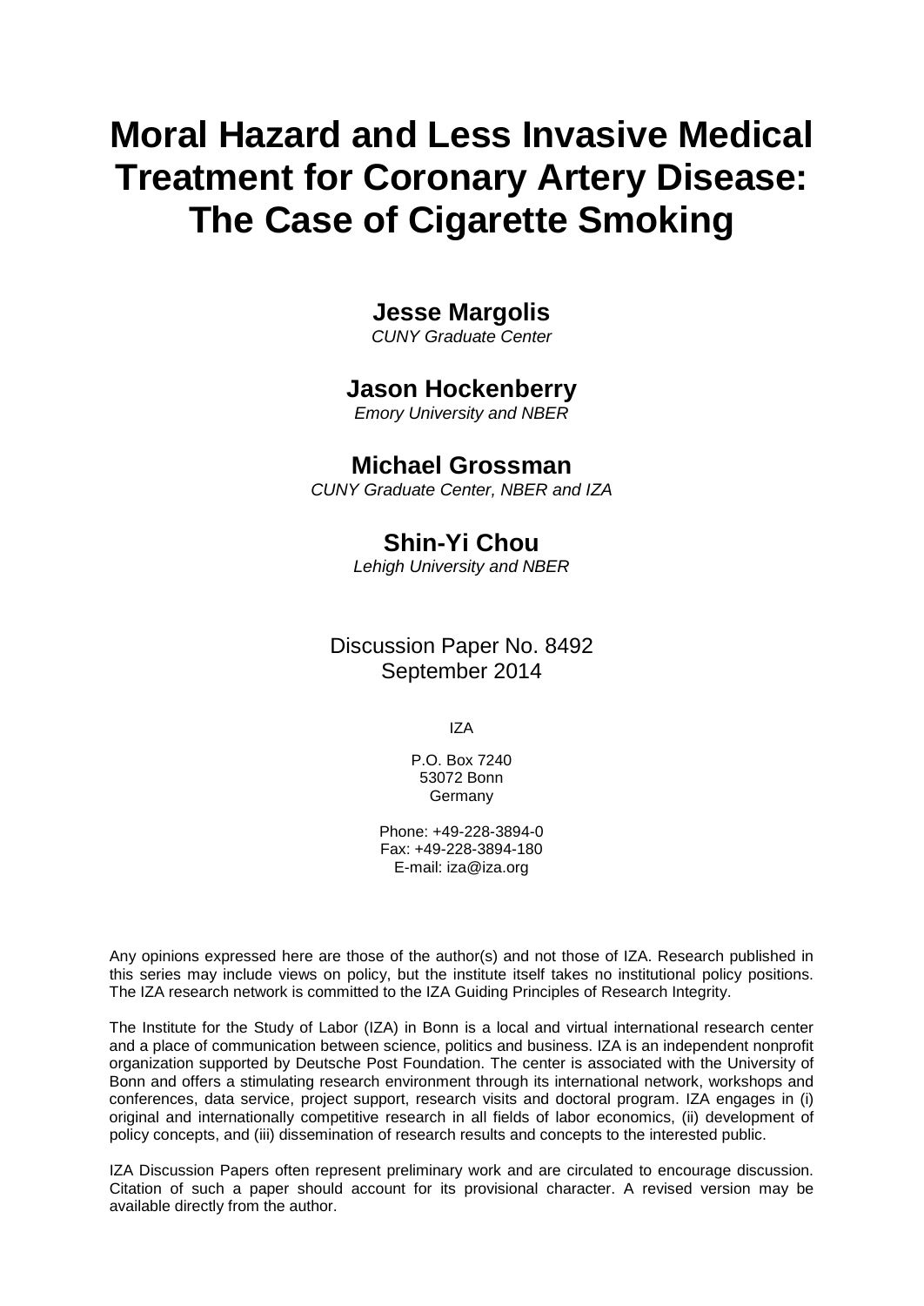# Moral Hazard and Less Invasive Medical Treatment for Coronary Artery Disease: The Case of Cigarette Smoking

**Jesse Margolis**
*CUNY Graduate Center*

**Jason Hockenberry**
*Emory University and NBER*

**Michael Grossman**
*CUNY Graduate Center, NBER and IZA*

**Shin-Yi Chou**
*Lehigh University and NBER*

Discussion Paper No. 8492
September 2014

IZA

P.O. Box 7240
53072 Bonn
Germany

Phone: +49-228-3894-0
Fax: +49-228-3894-180
E-mail: iza@iza.org

Any opinions expressed here are those of the author(s) and not those of IZA. Research published in this series may include views on policy, but the institute itself takes no institutional policy positions. The IZA research network is committed to the IZA Guiding Principles of Research Integrity.

The Institute for the Study of Labor (IZA) in Bonn is a local and virtual international research center and a place of communication between science, politics and business. IZA is an independent nonprofit organization supported by Deutsche Post Foundation. The center is associated with the University of Bonn and offers a stimulating research environment through its international network, workshops and conferences, data service, project support, research visits and doctoral program. IZA engages in (i) original and internationally competitive research in all fields of labor economics, (ii) development of policy concepts, and (iii) dissemination of research results and concepts to the interested public.

IZA Discussion Papers often represent preliminary work and are circulated to encourage discussion. Citation of such a paper should account for its provisional character. A revised version may be available directly from the author.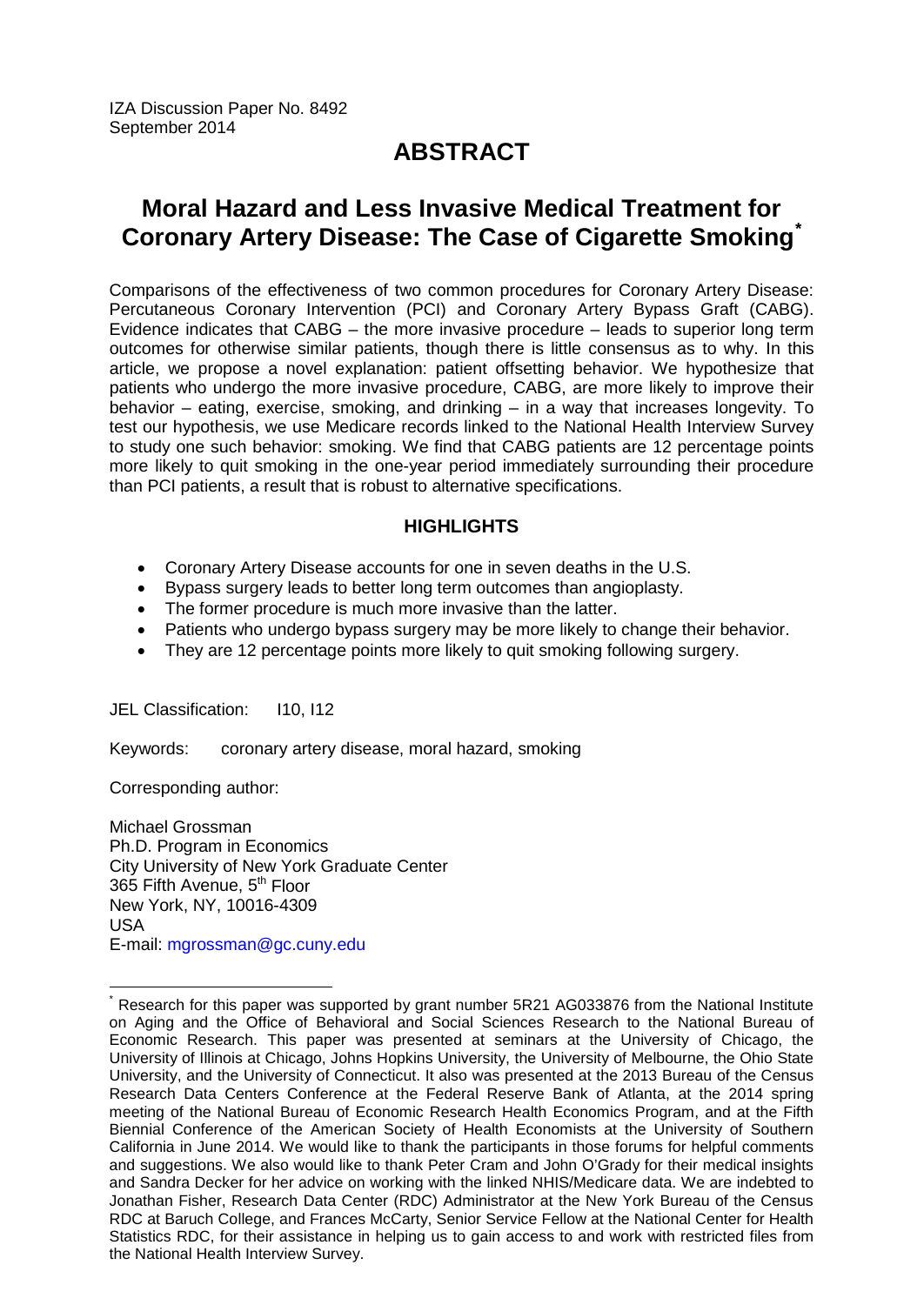IZA Discussion Paper No. 8492
September 2014

# ABSTRACT

## Moral Hazard and Less Invasive Medical Treatment for Coronary Artery Disease: The Case of Cigarette Smoking*

Comparisons of the effectiveness of two common procedures for Coronary Artery Disease: Percutaneous Coronary Intervention (PCI) and Coronary Artery Bypass Graft (CABG). Evidence indicates that CABG – the more invasive procedure – leads to superior long term outcomes for otherwise similar patients, though there is little consensus as to why. In this article, we propose a novel explanation: patient offsetting behavior. We hypothesize that patients who undergo the more invasive procedure, CABG, are more likely to improve their behavior – eating, exercise, smoking, and drinking – in a way that increases longevity. To test our hypothesis, we use Medicare records linked to the National Health Interview Survey to study one such behavior: smoking. We find that CABG patients are 12 percentage points more likely to quit smoking in the one-year period immediately surrounding their procedure than PCI patients, a result that is robust to alternative specifications.

### HIGHLIGHTS

- Coronary Artery Disease accounts for one in seven deaths in the U.S.
- Bypass surgery leads to better long term outcomes than angioplasty.
- The former procedure is much more invasive than the latter.
- Patients who undergo bypass surgery may be more likely to change their behavior.
- They are 12 percentage points more likely to quit smoking following surgery.

JEL Classification: I10, I12

Keywords: coronary artery disease, moral hazard, smoking

Corresponding author:

Michael Grossman
Ph.D. Program in Economics
City University of New York Graduate Center
365 Fifth Avenue, 5th Floor
New York, NY, 10016-4309
USA
E-mail: mgrossman@gc.cuny.edu

---

* Research for this paper was supported by grant number 5R21 AG033876 from the National Institute on Aging and the Office of Behavioral and Social Sciences Research to the National Bureau of Economic Research. This paper was presented at seminars at the University of Chicago, the University of Illinois at Chicago, Johns Hopkins University, the University of Melbourne, the Ohio State University, and the University of Connecticut. It also was presented at the 2013 Bureau of the Census Research Data Centers Conference at the Federal Reserve Bank of Atlanta, at the 2014 spring meeting of the National Bureau of Economic Research Health Economics Program, and at the Fifth Biennial Conference of the American Society of Health Economists at the University of Southern California in June 2014. We would like to thank the participants in those forums for helpful comments and suggestions. We also would like to thank Peter Cram and John O'Grady for their medical insights and Sandra Decker for her advice on working with the linked NHIS/Medicare data. We are indebted to Jonathan Fisher, Research Data Center (RDC) Administrator at the New York Bureau of the Census RDC at Baruch College, and Frances McCarty, Senior Service Fellow at the National Center for Health Statistics RDC, for their assistance in helping us to gain access to and work with restricted files from the National Health Interview Survey.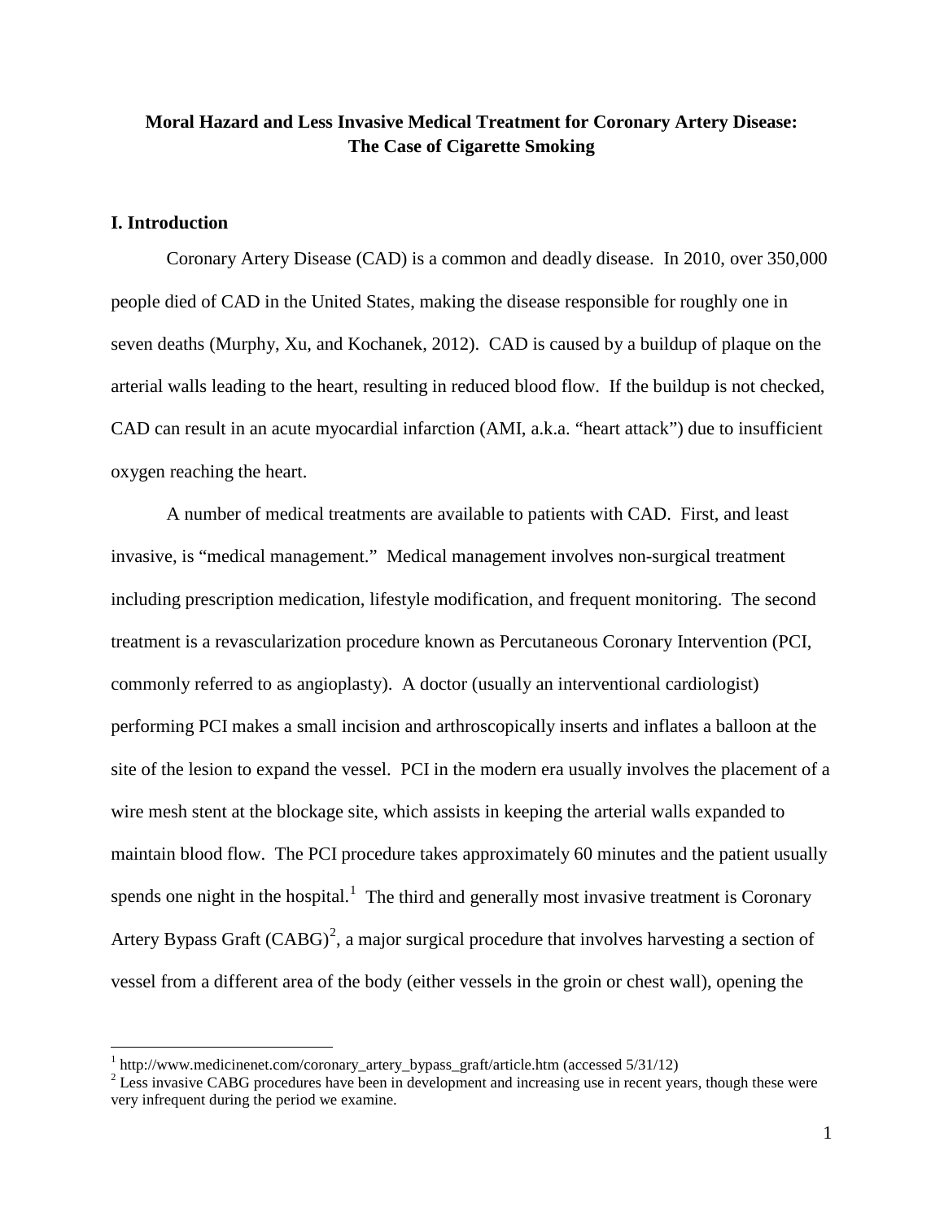# Moral Hazard and Less Invasive Medical Treatment for Coronary Artery Disease: The Case of Cigarette Smoking

## I. Introduction

Coronary Artery Disease (CAD) is a common and deadly disease. In 2010, over 350,000 people died of CAD in the United States, making the disease responsible for roughly one in seven deaths (Murphy, Xu, and Kochanek, 2012). CAD is caused by a buildup of plaque on the arterial walls leading to the heart, resulting in reduced blood flow. If the buildup is not checked, CAD can result in an acute myocardial infarction (AMI, a.k.a. "heart attack") due to insufficient oxygen reaching the heart.

A number of medical treatments are available to patients with CAD. First, and least invasive, is "medical management." Medical management involves non-surgical treatment including prescription medication, lifestyle modification, and frequent monitoring. The second treatment is a revascularization procedure known as Percutaneous Coronary Intervention (PCI, commonly referred to as angioplasty). A doctor (usually an interventional cardiologist) performing PCI makes a small incision and arthroscopically inserts and inflates a balloon at the site of the lesion to expand the vessel. PCI in the modern era usually involves the placement of a wire mesh stent at the blockage site, which assists in keeping the arterial walls expanded to maintain blood flow. The PCI procedure takes approximately 60 minutes and the patient usually spends one night in the hospital.[1] The third and generally most invasive treatment is Coronary Artery Bypass Graft (CABG)[2], a major surgical procedure that involves harvesting a section of vessel from a different area of the body (either vessels in the groin or chest wall), opening the

---

[1] http://www.medicinenet.com/coronary_artery_bypass_graft/article.htm (accessed 5/31/12)

[2] Less invasive CABG procedures have been in development and increasing use in recent years, though these were very infrequent during the period we examine.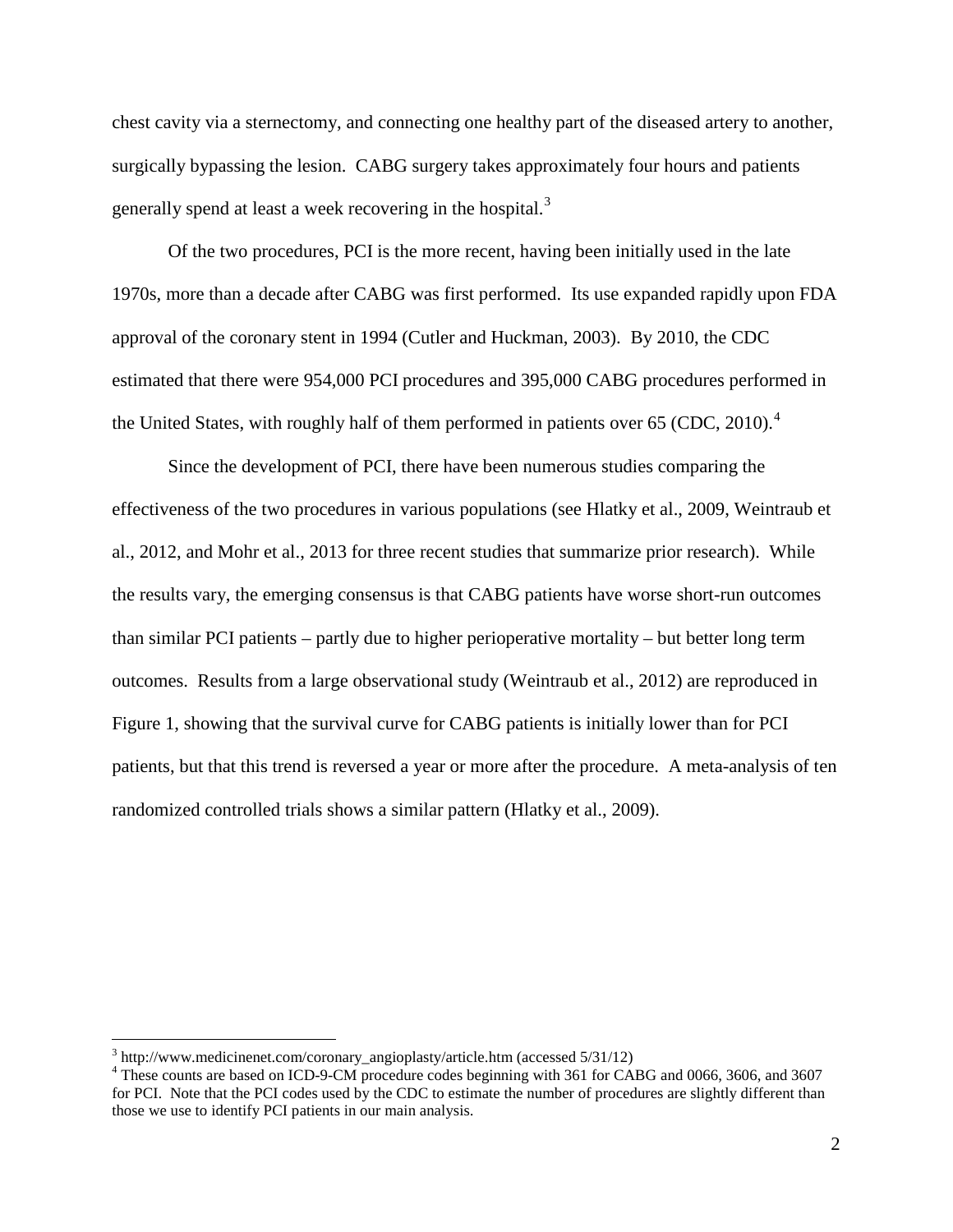chest cavity via a sternectomy, and connecting one healthy part of the diseased artery to another, surgically bypassing the lesion. CABG surgery takes approximately four hours and patients generally spend at least a week recovering in the hospital.[3]

Of the two procedures, PCI is the more recent, having been initially used in the late 1970s, more than a decade after CABG was first performed. Its use expanded rapidly upon FDA approval of the coronary stent in 1994 (Cutler and Huckman, 2003). By 2010, the CDC estimated that there were 954,000 PCI procedures and 395,000 CABG procedures performed in the United States, with roughly half of them performed in patients over 65 (CDC, 2010).[4]

Since the development of PCI, there have been numerous studies comparing the effectiveness of the two procedures in various populations (see Hlatky et al., 2009, Weintraub et al., 2012, and Mohr et al., 2013 for three recent studies that summarize prior research). While the results vary, the emerging consensus is that CABG patients have worse short-run outcomes than similar PCI patients – partly due to higher perioperative mortality – but better long term outcomes. Results from a large observational study (Weintraub et al., 2012) are reproduced in Figure 1, showing that the survival curve for CABG patients is initially lower than for PCI patients, but that this trend is reversed a year or more after the procedure. A meta-analysis of ten randomized controlled trials shows a similar pattern (Hlatky et al., 2009).

[3] http://www.medicinenet.com/coronary_angioplasty/article.htm (accessed 5/31/12)

[4] These counts are based on ICD-9-CM procedure codes beginning with 361 for CABG and 0066, 3606, and 3607 for PCI. Note that the PCI codes used by the CDC to estimate the number of procedures are slightly different than those we use to identify PCI patients in our main analysis.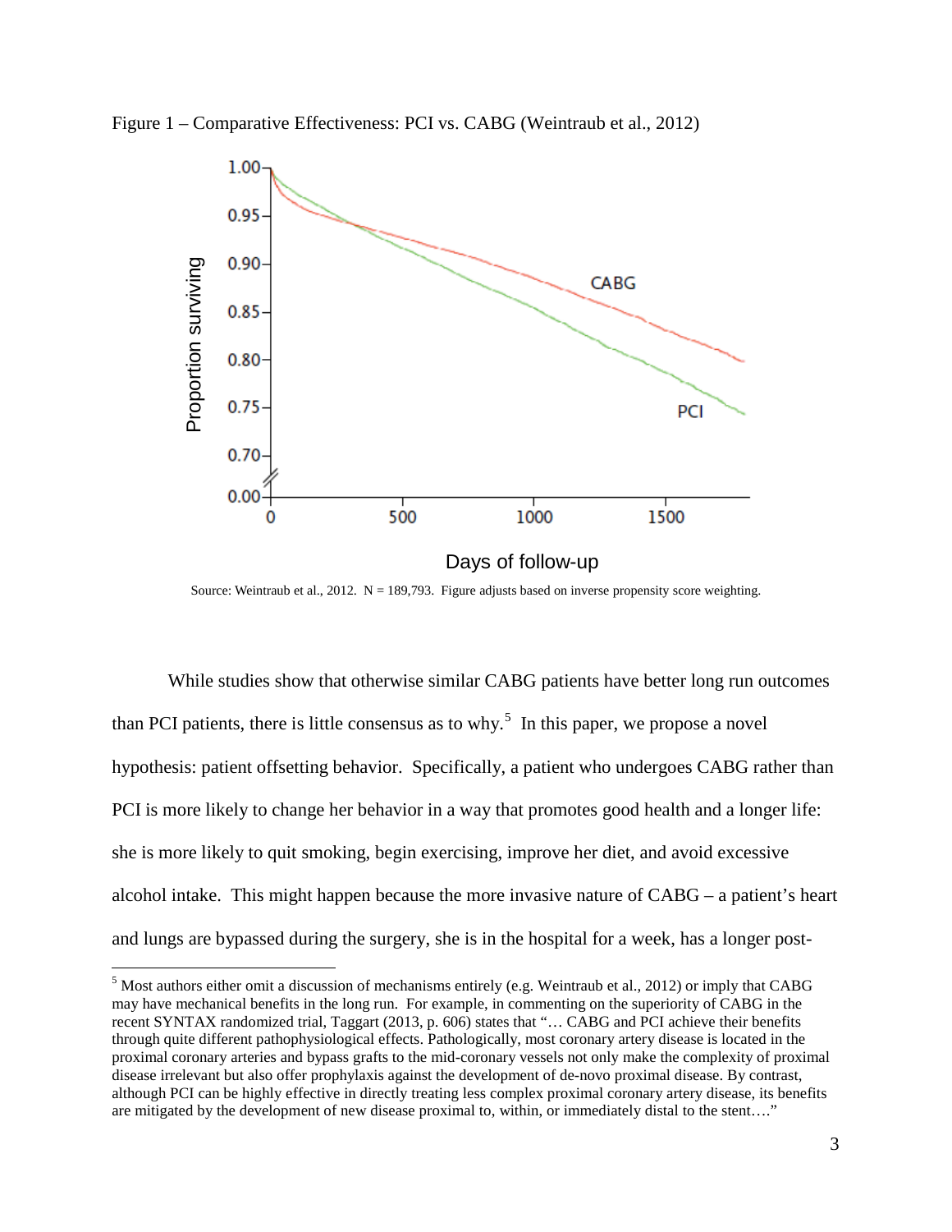Figure 1 – Comparative Effectiveness: PCI vs. CABG (Weintraub et al., 2012)

Proportion surviving

1.00
0.95
0.90
0.85
0.80
0.75
0.70
0.00

0
500
1000
1500

Days of follow-up

CABG

PCI

Source: Weintraub et al., 2012. N = 189,793. Figure adjusts based on inverse propensity score weighting.

While studies show that otherwise similar CABG patients have better long run outcomes than PCI patients, there is little consensus as to why.[5] In this paper, we propose a novel hypothesis: patient offsetting behavior. Specifically, a patient who undergoes CABG rather than PCI is more likely to change her behavior in a way that promotes good health and a longer life: she is more likely to quit smoking, begin exercising, improve her diet, and avoid excessive alcohol intake. This might happen because the more invasive nature of CABG – a patient's heart and lungs are bypassed during the surgery, she is in the hospital for a week, has a longer post-

[5] Most authors either omit a discussion of mechanisms entirely (e.g. Weintraub et al., 2012) or imply that CABG may have mechanical benefits in the long run. For example, in commenting on the superiority of CABG in the recent SYNTAX randomized trial, Taggart (2013, p. 606) states that "… CABG and PCI achieve their benefits through quite different pathophysiological effects. Pathologically, most coronary artery disease is located in the proximal coronary arteries and bypass grafts to the mid-coronary vessels not only make the complexity of proximal disease irrelevant but also offer prophylaxis against the development of de-novo proximal disease. By contrast, although PCI can be highly effective in directly treating less complex proximal coronary artery disease, its benefits are mitigated by the development of new disease proximal to, within, or immediately distal to the stent…."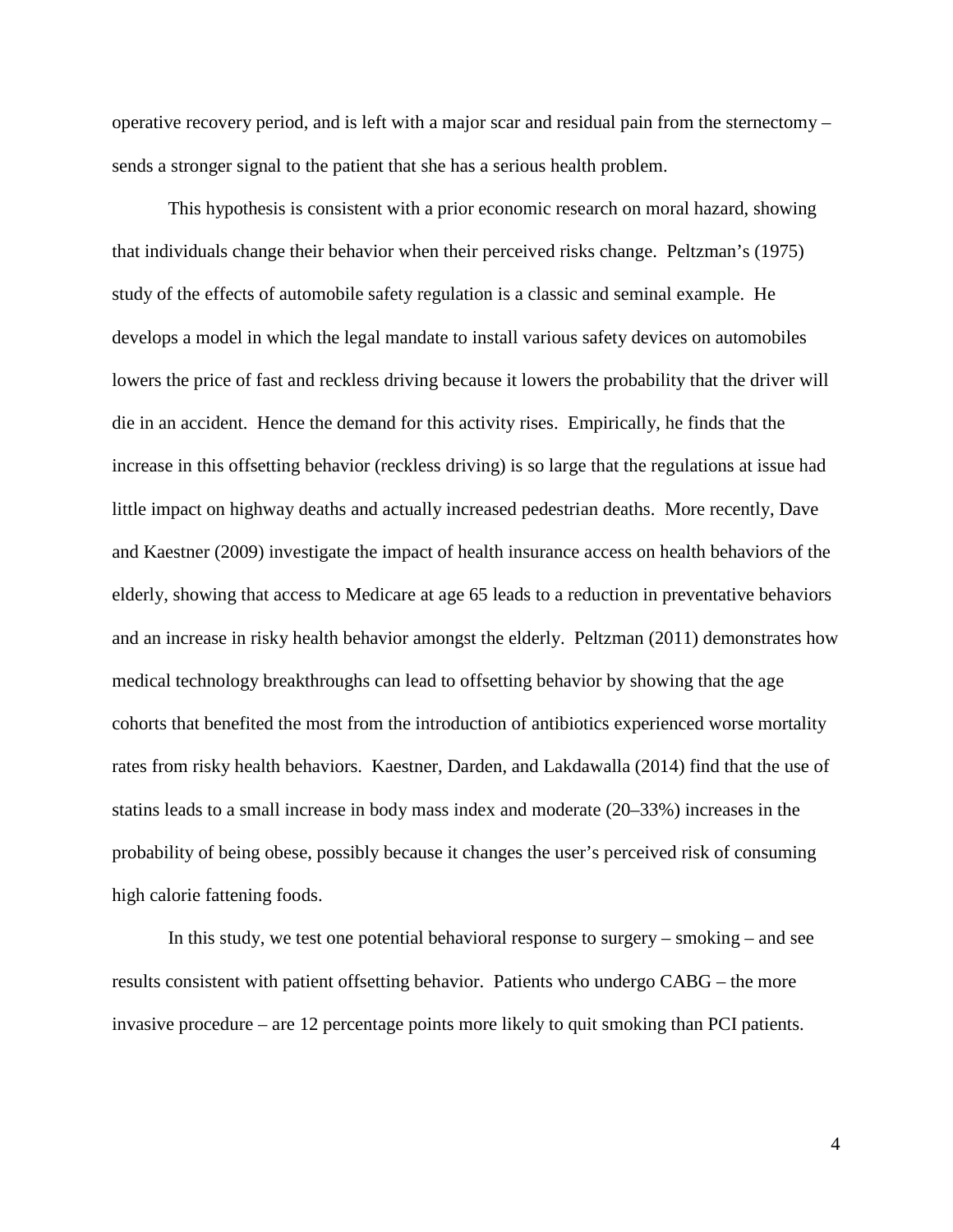operative recovery period, and is left with a major scar and residual pain from the sternectomy – sends a stronger signal to the patient that she has a serious health problem.

This hypothesis is consistent with a prior economic research on moral hazard, showing that individuals change their behavior when their perceived risks change. Peltzman's (1975) study of the effects of automobile safety regulation is a classic and seminal example. He develops a model in which the legal mandate to install various safety devices on automobiles lowers the price of fast and reckless driving because it lowers the probability that the driver will die in an accident. Hence the demand for this activity rises. Empirically, he finds that the increase in this offsetting behavior (reckless driving) is so large that the regulations at issue had little impact on highway deaths and actually increased pedestrian deaths. More recently, Dave and Kaestner (2009) investigate the impact of health insurance access on health behaviors of the elderly, showing that access to Medicare at age 65 leads to a reduction in preventative behaviors and an increase in risky health behavior amongst the elderly. Peltzman (2011) demonstrates how medical technology breakthroughs can lead to offsetting behavior by showing that the age cohorts that benefited the most from the introduction of antibiotics experienced worse mortality rates from risky health behaviors. Kaestner, Darden, and Lakdawalla (2014) find that the use of statins leads to a small increase in body mass index and moderate (20–33%) increases in the probability of being obese, possibly because it changes the user's perceived risk of consuming high calorie fattening foods.

In this study, we test one potential behavioral response to surgery – smoking – and see results consistent with patient offsetting behavior. Patients who undergo CABG – the more invasive procedure – are 12 percentage points more likely to quit smoking than PCI patients.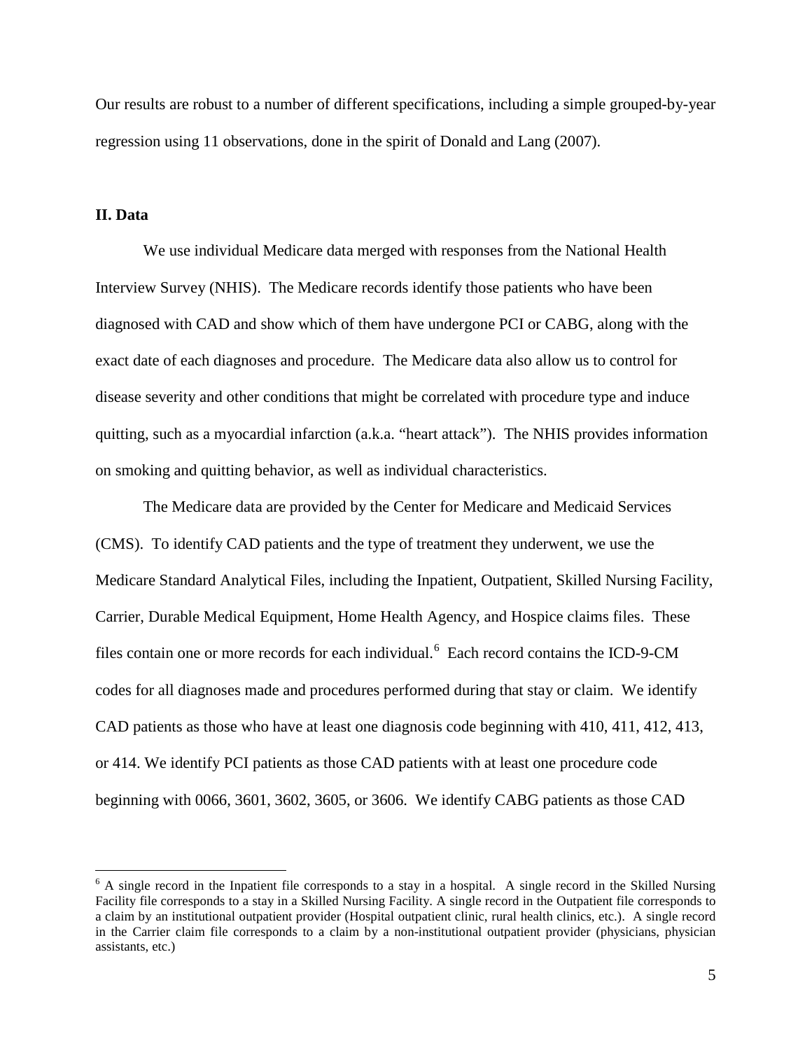Our results are robust to a number of different specifications, including a simple grouped-by-year regression using 11 observations, done in the spirit of Donald and Lang (2007).

## II. Data

We use individual Medicare data merged with responses from the National Health Interview Survey (NHIS). The Medicare records identify those patients who have been diagnosed with CAD and show which of them have undergone PCI or CABG, along with the exact date of each diagnoses and procedure. The Medicare data also allow us to control for disease severity and other conditions that might be correlated with procedure type and induce quitting, such as a myocardial infarction (a.k.a. "heart attack"). The NHIS provides information on smoking and quitting behavior, as well as individual characteristics.

The Medicare data are provided by the Center for Medicare and Medicaid Services (CMS). To identify CAD patients and the type of treatment they underwent, we use the Medicare Standard Analytical Files, including the Inpatient, Outpatient, Skilled Nursing Facility, Carrier, Durable Medical Equipment, Home Health Agency, and Hospice claims files. These files contain one or more records for each individual.[6] Each record contains the ICD-9-CM codes for all diagnoses made and procedures performed during that stay or claim. We identify CAD patients as those who have at least one diagnosis code beginning with 410, 411, 412, 413, or 414. We identify PCI patients as those CAD patients with at least one procedure code beginning with 0066, 3601, 3602, 3605, or 3606. We identify CABG patients as those CAD

[6] A single record in the Inpatient file corresponds to a stay in a hospital. A single record in the Skilled Nursing Facility file corresponds to a stay in a Skilled Nursing Facility. A single record in the Outpatient file corresponds to a claim by an institutional outpatient provider (Hospital outpatient clinic, rural health clinics, etc.). A single record in the Carrier claim file corresponds to a claim by a non-institutional outpatient provider (physicians, physician assistants, etc.)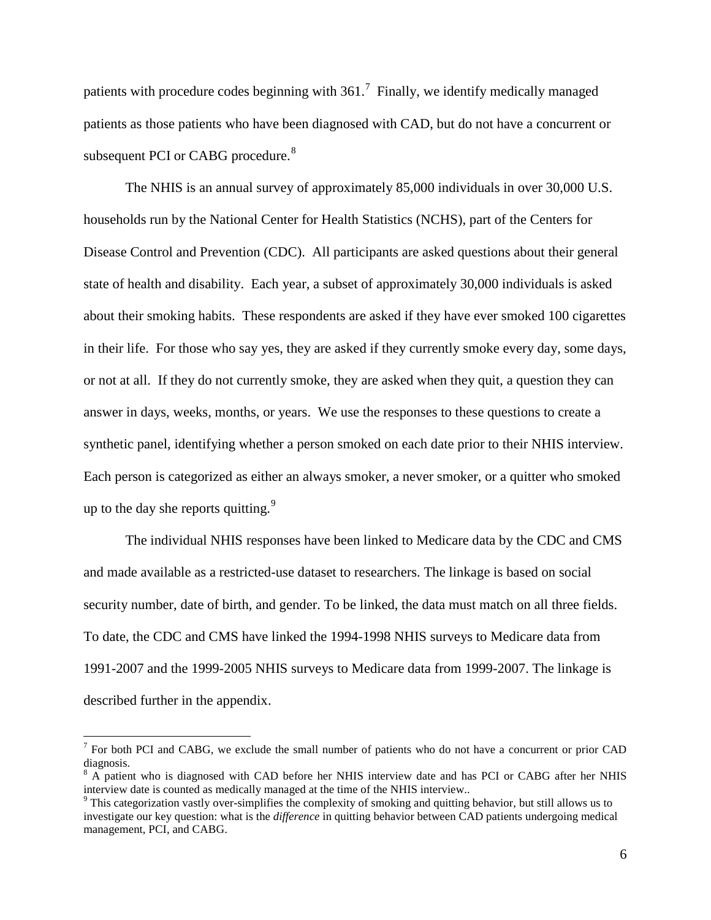patients with procedure codes beginning with 361.[7] Finally, we identify medically managed patients as those patients who have been diagnosed with CAD, but do not have a concurrent or subsequent PCI or CABG procedure.[8]

The NHIS is an annual survey of approximately 85,000 individuals in over 30,000 U.S. households run by the National Center for Health Statistics (NCHS), part of the Centers for Disease Control and Prevention (CDC). All participants are asked questions about their general state of health and disability. Each year, a subset of approximately 30,000 individuals is asked about their smoking habits. These respondents are asked if they have ever smoked 100 cigarettes in their life. For those who say yes, they are asked if they currently smoke every day, some days, or not at all. If they do not currently smoke, they are asked when they quit, a question they can answer in days, weeks, months, or years. We use the responses to these questions to create a synthetic panel, identifying whether a person smoked on each date prior to their NHIS interview. Each person is categorized as either an always smoker, a never smoker, or a quitter who smoked up to the day she reports quitting.[9]

The individual NHIS responses have been linked to Medicare data by the CDC and CMS and made available as a restricted-use dataset to researchers. The linkage is based on social security number, date of birth, and gender. To be linked, the data must match on all three fields. To date, the CDC and CMS have linked the 1994-1998 NHIS surveys to Medicare data from 1991-2007 and the 1999-2005 NHIS surveys to Medicare data from 1999-2007. The linkage is described further in the appendix.

---

[7] For both PCI and CABG, we exclude the small number of patients who do not have a concurrent or prior CAD diagnosis.

[8] A patient who is diagnosed with CAD before her NHIS interview date and has PCI or CABG after her NHIS interview date is counted as medically managed at the time of the NHIS interview..

[9] This categorization vastly over-simplifies the complexity of smoking and quitting behavior, but still allows us to investigate our key question: what is the *difference* in quitting behavior between CAD patients undergoing medical management, PCI, and CABG.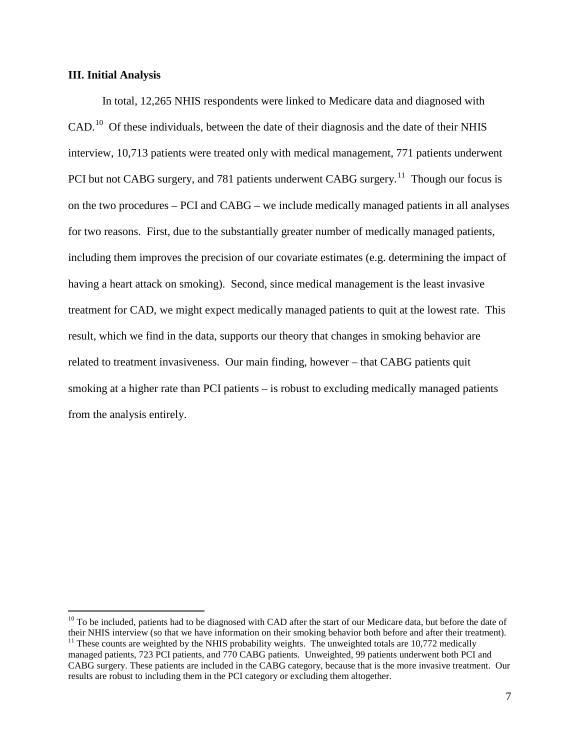### III. Initial Analysis

In total, 12,265 NHIS respondents were linked to Medicare data and diagnosed with CAD.[10] Of these individuals, between the date of their diagnosis and the date of their NHIS interview, 10,713 patients were treated only with medical management, 771 patients underwent PCI but not CABG surgery, and 781 patients underwent CABG surgery.[11] Though our focus is on the two procedures – PCI and CABG – we include medically managed patients in all analyses for two reasons. First, due to the substantially greater number of medically managed patients, including them improves the precision of our covariate estimates (e.g. determining the impact of having a heart attack on smoking). Second, since medical management is the least invasive treatment for CAD, we might expect medically managed patients to quit at the lowest rate. This result, which we find in the data, supports our theory that changes in smoking behavior are related to treatment invasiveness. Our main finding, however – that CABG patients quit smoking at a higher rate than PCI patients – is robust to excluding medically managed patients from the analysis entirely.

---

[10] To be included, patients had to be diagnosed with CAD after the start of our Medicare data, but before the date of their NHIS interview (so that we have information on their smoking behavior both before and after their treatment).

[11] These counts are weighted by the NHIS probability weights. The unweighted totals are 10,772 medically managed patients, 723 PCI patients, and 770 CABG patients. Unweighted, 99 patients underwent both PCI and CABG surgery. These patients are included in the CABG category, because that is the more invasive treatment. Our results are robust to including them in the PCI category or excluding them altogether.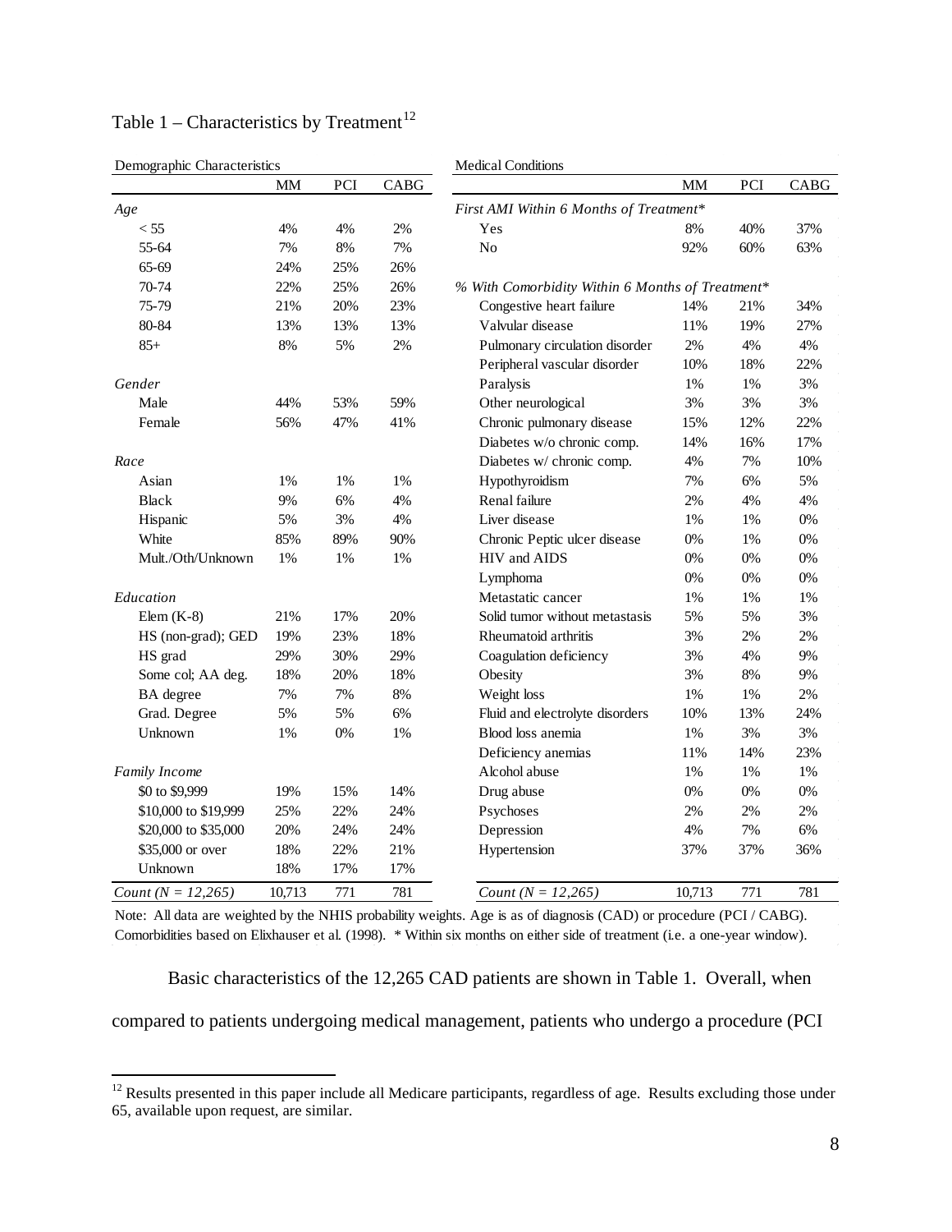Table 1 – Characteristics by Treatment[12]

| Demographic Characteristics | MM | PCI | CABG |
|---|---|---|---|
| *Age* | | | |
| < 55 | 4% | 4% | 2% |
| 55-64 | 7% | 8% | 7% |
| 65-69 | 24% | 25% | 26% |
| 70-74 | 22% | 25% | 26% |
| 75-79 | 21% | 20% | 23% |
| 80-84 | 13% | 13% | 13% |
| 85+ | 8% | 5% | 2% |
| *Gender* | | | |
| Male | 44% | 53% | 59% |
| Female | 56% | 47% | 41% |
| *Race* | | | |
| Asian | 1% | 1% | 1% |
| Black | 9% | 6% | 4% |
| Hispanic | 5% | 3% | 4% |
| White | 85% | 89% | 90% |
| Mult./Oth/Unknown | 1% | 1% | 1% |
| *Education* | | | |
| Elem (K-8) | 21% | 17% | 20% |
| HS (non-grad); GED | 19% | 23% | 18% |
| HS grad | 29% | 30% | 29% |
| Some col; AA deg. | 18% | 20% | 18% |
| BA degree | 7% | 7% | 8% |
| Grad. Degree | 5% | 5% | 6% |
| Unknown | 1% | 0% | 1% |
| *Family Income* | | | |
| $0 to $9,999 | 19% | 15% | 14% |
| $10,000 to $19,999 | 25% | 22% | 24% |
| $20,000 to $35,000 | 20% | 24% | 24% |
| $35,000 or over | 18% | 22% | 21% |
| Unknown | 18% | 17% | 17% |
| *Count (N = 12,265)* | 10,713 | 771 | 781 |

| Medical Conditions | MM | PCI | CABG |
|---|---|---|---|
| *First AMI Within 6 Months of Treatment** | | | |
| Yes | 8% | 40% | 37% |
| No | 92% | 60% | 63% |
| *% With Comorbidity Within 6 Months of Treatment** | | | |
| Congestive heart failure | 14% | 21% | 34% |
| Valvular disease | 11% | 19% | 27% |
| Pulmonary circulation disorder | 2% | 4% | 4% |
| Peripheral vascular disorder | 10% | 18% | 22% |
| Paralysis | 1% | 1% | 3% |
| Other neurological | 3% | 3% | 3% |
| Chronic pulmonary disease | 15% | 12% | 22% |
| Diabetes w/o chronic comp. | 14% | 16% | 17% |
| Diabetes w/ chronic comp. | 4% | 7% | 10% |
| Hypothyroidism | 7% | 6% | 5% |
| Renal failure | 2% | 4% | 4% |
| Liver disease | 1% | 1% | 0% |
| Chronic Peptic ulcer disease | 0% | 1% | 0% |
| HIV and AIDS | 0% | 0% | 0% |
| Lymphoma | 0% | 0% | 0% |
| Metastatic cancer | 1% | 1% | 1% |
| Solid tumor without metastasis | 5% | 5% | 3% |
| Rheumatoid arthritis | 3% | 2% | 2% |
| Coagulation deficiency | 3% | 4% | 9% |
| Obesity | 3% | 8% | 9% |
| Weight loss | 1% | 1% | 2% |
| Fluid and electrolyte disorders | 10% | 13% | 24% |
| Blood loss anemia | 1% | 3% | 3% |
| Deficiency anemias | 11% | 14% | 23% |
| Alcohol abuse | 1% | 1% | 1% |
| Drug abuse | 0% | 0% | 0% |
| Psychoses | 2% | 2% | 2% |
| Depression | 4% | 7% | 6% |
| Hypertension | 37% | 37% | 36% |
| *Count (N = 12,265)* | 10,713 | 771 | 781 |

Note: All data are weighted by the NHIS probability weights. Age is as of diagnosis (CAD) or procedure (PCI / CABG). Comorbidities based on Elixhauser et al. (1998). * Within six months on either side of treatment (i.e. a one-year window).

Basic characteristics of the 12,265 CAD patients are shown in Table 1. Overall, when compared to patients undergoing medical management, patients who undergo a procedure (PCI

[12] Results presented in this paper include all Medicare participants, regardless of age. Results excluding those under 65, available upon request, are similar.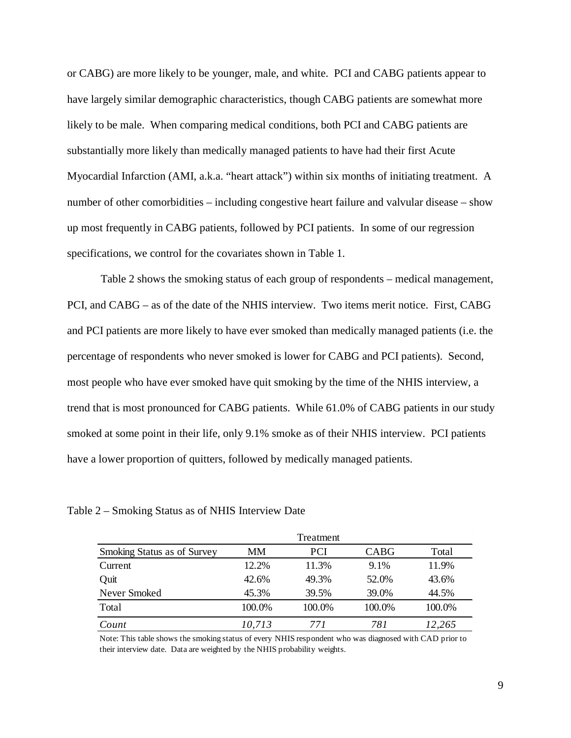or CABG) are more likely to be younger, male, and white. PCI and CABG patients appear to have largely similar demographic characteristics, though CABG patients are somewhat more likely to be male. When comparing medical conditions, both PCI and CABG patients are substantially more likely than medically managed patients to have had their first Acute Myocardial Infarction (AMI, a.k.a. "heart attack") within six months of initiating treatment. A number of other comorbidities – including congestive heart failure and valvular disease – show up most frequently in CABG patients, followed by PCI patients. In some of our regression specifications, we control for the covariates shown in Table 1.

Table 2 shows the smoking status of each group of respondents – medical management, PCI, and CABG – as of the date of the NHIS interview. Two items merit notice. First, CABG and PCI patients are more likely to have ever smoked than medically managed patients (i.e. the percentage of respondents who never smoked is lower for CABG and PCI patients). Second, most people who have ever smoked have quit smoking by the time of the NHIS interview, a trend that is most pronounced for CABG patients. While 61.0% of CABG patients in our study smoked at some point in their life, only 9.1% smoke as of their NHIS interview. PCI patients have a lower proportion of quitters, followed by medically managed patients.

Table 2 – Smoking Status as of NHIS Interview Date

| | Treatment | | | |
|---|---|---|---|---|
| Smoking Status as of Survey | MM | PCI | CABG | Total |
| Current | 12.2% | 11.3% | 9.1% | 11.9% |
| Quit | 42.6% | 49.3% | 52.0% | 43.6% |
| Never Smoked | 45.3% | 39.5% | 39.0% | 44.5% |
| Total | 100.0% | 100.0% | 100.0% | 100.0% |
| *Count* | *10,713* | *771* | *781* | *12,265* |

Note: This table shows the smoking status of every NHIS respondent who was diagnosed with CAD prior to their interview date. Data are weighted by the NHIS probability weights.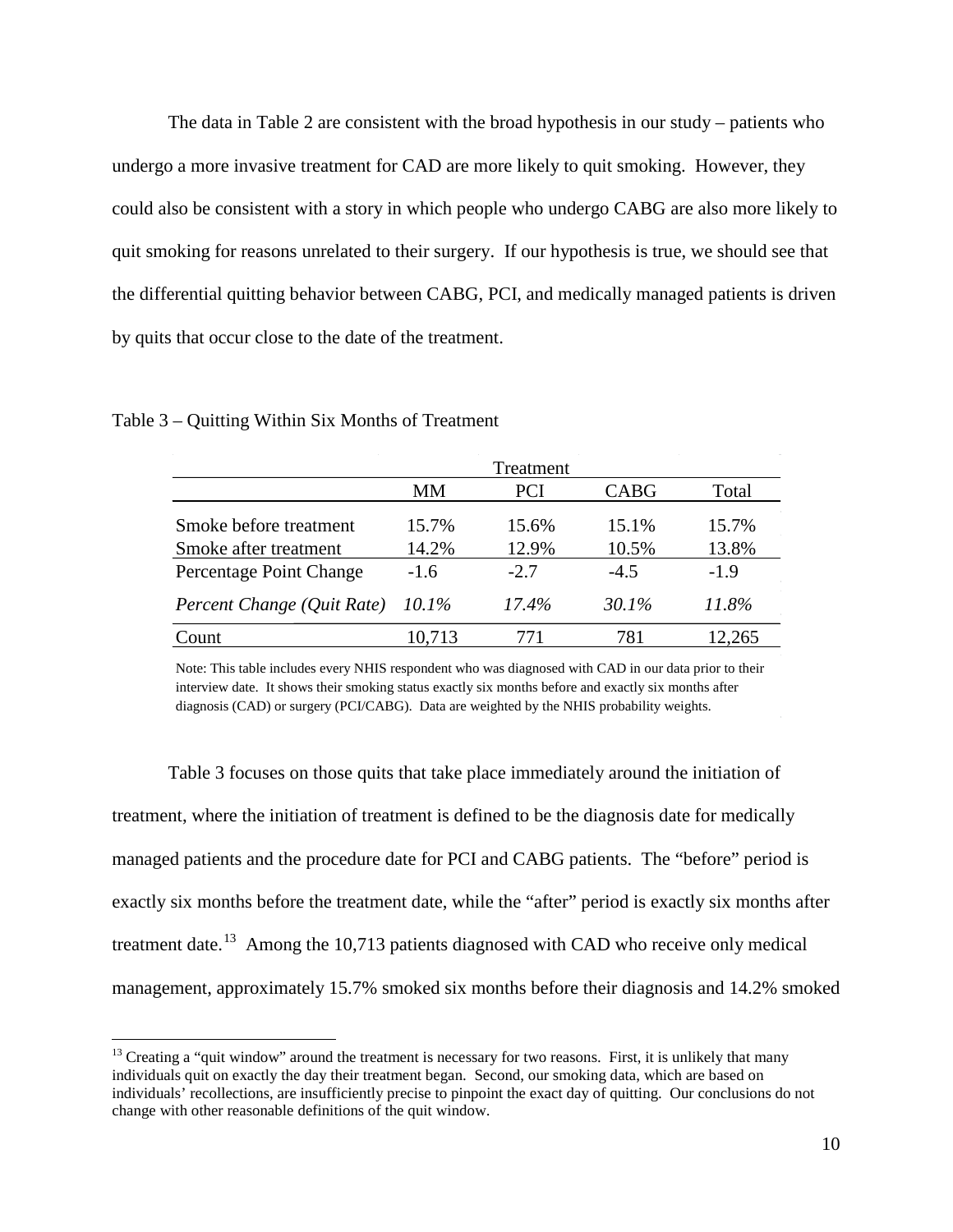The data in Table 2 are consistent with the broad hypothesis in our study – patients who undergo a more invasive treatment for CAD are more likely to quit smoking. However, they could also be consistent with a story in which people who undergo CABG are also more likely to quit smoking for reasons unrelated to their surgery. If our hypothesis is true, we should see that the differential quitting behavior between CABG, PCI, and medically managed patients is driven by quits that occur close to the date of the treatment.

Table 3 – Quitting Within Six Months of Treatment

| | Treatment | | | |
|---|---|---|---|---|
| | MM | PCI | CABG | Total |
| Smoke before treatment | 15.7% | 15.6% | 15.1% | 15.7% |
| Smoke after treatment | 14.2% | 12.9% | 10.5% | 13.8% |
| Percentage Point Change | -1.6 | -2.7 | -4.5 | -1.9 |
| *Percent Change (Quit Rate)* | *10.1%* | *17.4%* | *30.1%* | *11.8%* |
| Count | 10,713 | 771 | 781 | 12,265 |

Note: This table includes every NHIS respondent who was diagnosed with CAD in our data prior to their interview date. It shows their smoking status exactly six months before and exactly six months after diagnosis (CAD) or surgery (PCI/CABG). Data are weighted by the NHIS probability weights.

Table 3 focuses on those quits that take place immediately around the initiation of treatment, where the initiation of treatment is defined to be the diagnosis date for medically managed patients and the procedure date for PCI and CABG patients. The "before" period is exactly six months before the treatment date, while the "after" period is exactly six months after treatment date.[13] Among the 10,713 patients diagnosed with CAD who receive only medical management, approximately 15.7% smoked six months before their diagnosis and 14.2% smoked

[13] Creating a "quit window" around the treatment is necessary for two reasons. First, it is unlikely that many individuals quit on exactly the day their treatment began. Second, our smoking data, which are based on individuals' recollections, are insufficiently precise to pinpoint the exact day of quitting. Our conclusions do not change with other reasonable definitions of the quit window.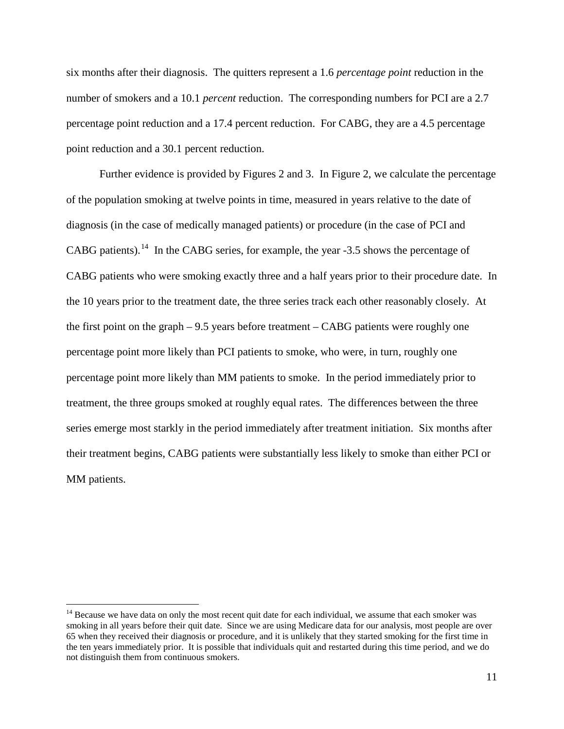six months after their diagnosis. The quitters represent a 1.6 *percentage point* reduction in the number of smokers and a 10.1 *percent* reduction. The corresponding numbers for PCI are a 2.7 percentage point reduction and a 17.4 percent reduction. For CABG, they are a 4.5 percentage point reduction and a 30.1 percent reduction.

Further evidence is provided by Figures 2 and 3. In Figure 2, we calculate the percentage of the population smoking at twelve points in time, measured in years relative to the date of diagnosis (in the case of medically managed patients) or procedure (in the case of PCI and CABG patients).[14] In the CABG series, for example, the year -3.5 shows the percentage of CABG patients who were smoking exactly three and a half years prior to their procedure date. In the 10 years prior to the treatment date, the three series track each other reasonably closely. At the first point on the graph – 9.5 years before treatment – CABG patients were roughly one percentage point more likely than PCI patients to smoke, who were, in turn, roughly one percentage point more likely than MM patients to smoke. In the period immediately prior to treatment, the three groups smoked at roughly equal rates. The differences between the three series emerge most starkly in the period immediately after treatment initiation. Six months after their treatment begins, CABG patients were substantially less likely to smoke than either PCI or MM patients.

[14] Because we have data on only the most recent quit date for each individual, we assume that each smoker was smoking in all years before their quit date. Since we are using Medicare data for our analysis, most people are over 65 when they received their diagnosis or procedure, and it is unlikely that they started smoking for the first time in the ten years immediately prior. It is possible that individuals quit and restarted during this time period, and we do not distinguish them from continuous smokers.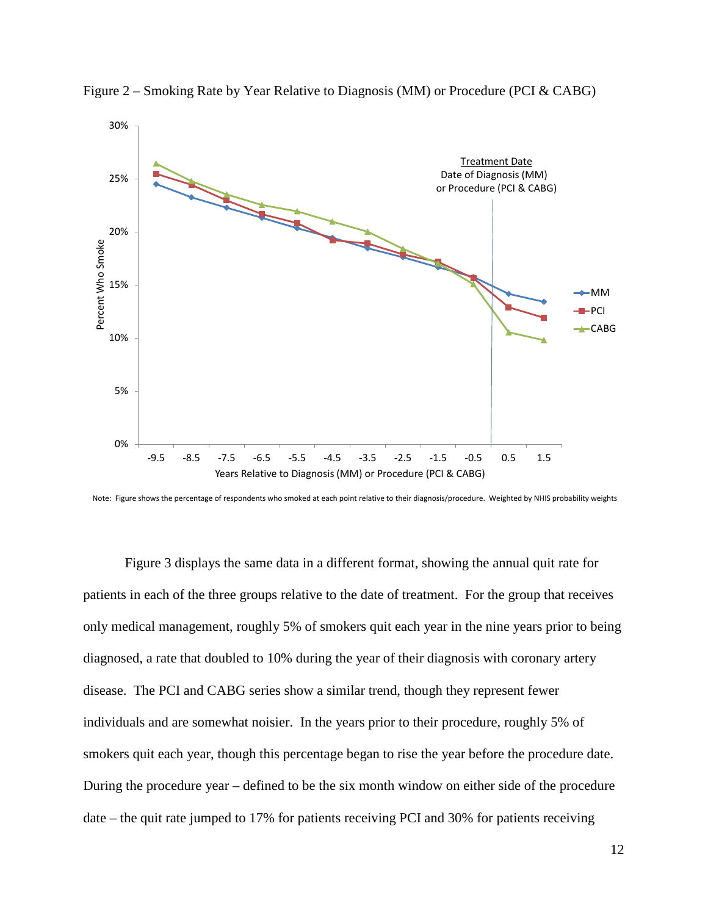Figure 2 – Smoking Rate by Year Relative to Diagnosis (MM) or Procedure (PCI & CABG)

30%
25%
20%
15%
10%
5%
0%

Percent Who Smoke

Treatment Date
Date of Diagnosis (MM)
or Procedure (PCI & CABG)

MM
PCI
CABG

-9.5 -8.5 -7.5 -6.5 -5.5 -4.5 -3.5 -2.5 -1.5 -0.5 0.5 1.5

Years Relative to Diagnosis (MM) or Procedure (PCI & CABG)

Note: Figure shows the percentage of respondents who smoked at each point relative to their diagnosis/procedure. Weighted by NHIS probability weights

Figure 3 displays the same data in a different format, showing the annual quit rate for patients in each of the three groups relative to the date of treatment. For the group that receives only medical management, roughly 5% of smokers quit each year in the nine years prior to being diagnosed, a rate that doubled to 10% during the year of their diagnosis with coronary artery disease. The PCI and CABG series show a similar trend, though they represent fewer individuals and are somewhat noisier. In the years prior to their procedure, roughly 5% of smokers quit each year, though this percentage began to rise the year before the procedure date. During the procedure year – defined to be the six month window on either side of the procedure date – the quit rate jumped to 17% for patients receiving PCI and 30% for patients receiving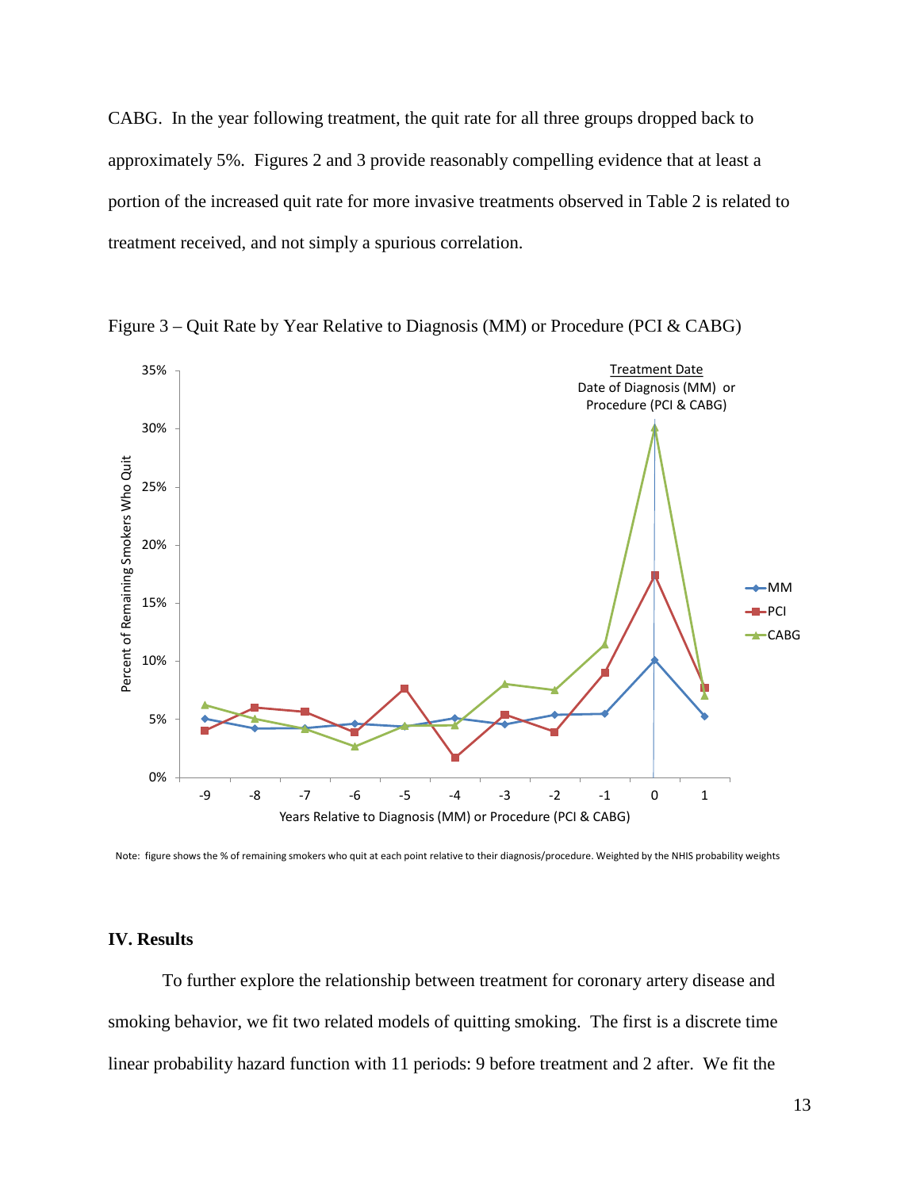CABG. In the year following treatment, the quit rate for all three groups dropped back to approximately 5%. Figures 2 and 3 provide reasonably compelling evidence that at least a portion of the increased quit rate for more invasive treatments observed in Table 2 is related to treatment received, and not simply a spurious correlation.

Figure 3 – Quit Rate by Year Relative to Diagnosis (MM) or Procedure (PCI & CABG)

Treatment Date
Date of Diagnosis (MM) or
Procedure (PCI & CABG)

35%
30%
25%
20%
15%
10%
5%
0%

Percent of Remaining Smokers Who Quit

-9 -8 -7 -6 -5 -4 -3 -2 -1 0 1

Years Relative to Diagnosis (MM) or Procedure (PCI & CABG)

MM
PCI
CABG

Note: figure shows the % of remaining smokers who quit at each point relative to their diagnosis/procedure. Weighted by the NHIS probability weights

## IV. Results

To further explore the relationship between treatment for coronary artery disease and smoking behavior, we fit two related models of quitting smoking. The first is a discrete time linear probability hazard function with 11 periods: 9 before treatment and 2 after. We fit the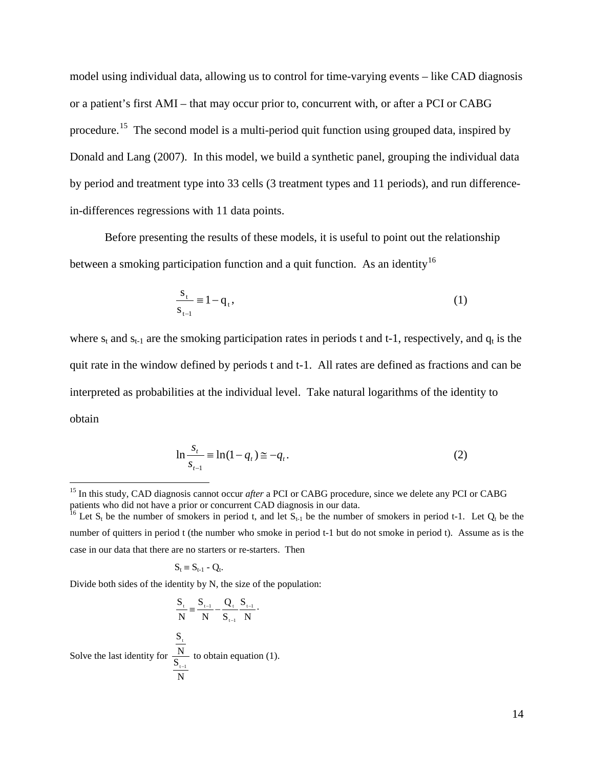model using individual data, allowing us to control for time-varying events – like CAD diagnosis or a patient's first AMI – that may occur prior to, concurrent with, or after a PCI or CABG procedure.[15] The second model is a multi-period quit function using grouped data, inspired by Donald and Lang (2007). In this model, we build a synthetic panel, grouping the individual data by period and treatment type into 33 cells (3 treatment types and 11 periods), and run difference-in-differences regressions with 11 data points.

Before presenting the results of these models, it is useful to point out the relationship between a smoking participation function and a quit function. As an identity[16]

$$\frac{s_t}{s_{t-1}} \equiv 1 - q_t, \tag{1}$$

where $s_t$ and $s_{t-1}$ are the smoking participation rates in periods t and t-1, respectively, and $q_t$ is the quit rate in the window defined by periods t and t-1. All rates are defined as fractions and can be interpreted as probabilities at the individual level. Take natural logarithms of the identity to obtain

$$\ln \frac{s_t}{s_{t-1}} \equiv \ln(1 - q_t) \cong -q_t. \tag{2}$$

---

[15] In this study, CAD diagnosis cannot occur *after* a PCI or CABG procedure, since we delete any PCI or CABG patients who did not have a prior or concurrent CAD diagnosis in our data.

[16] Let $S_t$ be the number of smokers in period t, and let $S_{t-1}$ be the number of smokers in period t-1. Let $Q_t$ be the number of quitters in period t (the number who smoke in period t-1 but do not smoke in period t). Assume as is the case in our data that there are no starters or re-starters. Then

$$S_t \equiv S_{t-1} - Q_t.$$

Divide both sides of the identity by N, the size of the population:

$$\frac{S_t}{N} \equiv \frac{S_{t-1}}{N} - \frac{Q_t}{S_{t-1}} \frac{S_{t-1}}{N}.$$

Solve the last identity for $\dfrac{\frac{S_t}{N}}{\frac{S_{t-1}}{N}}$ to obtain equation (1).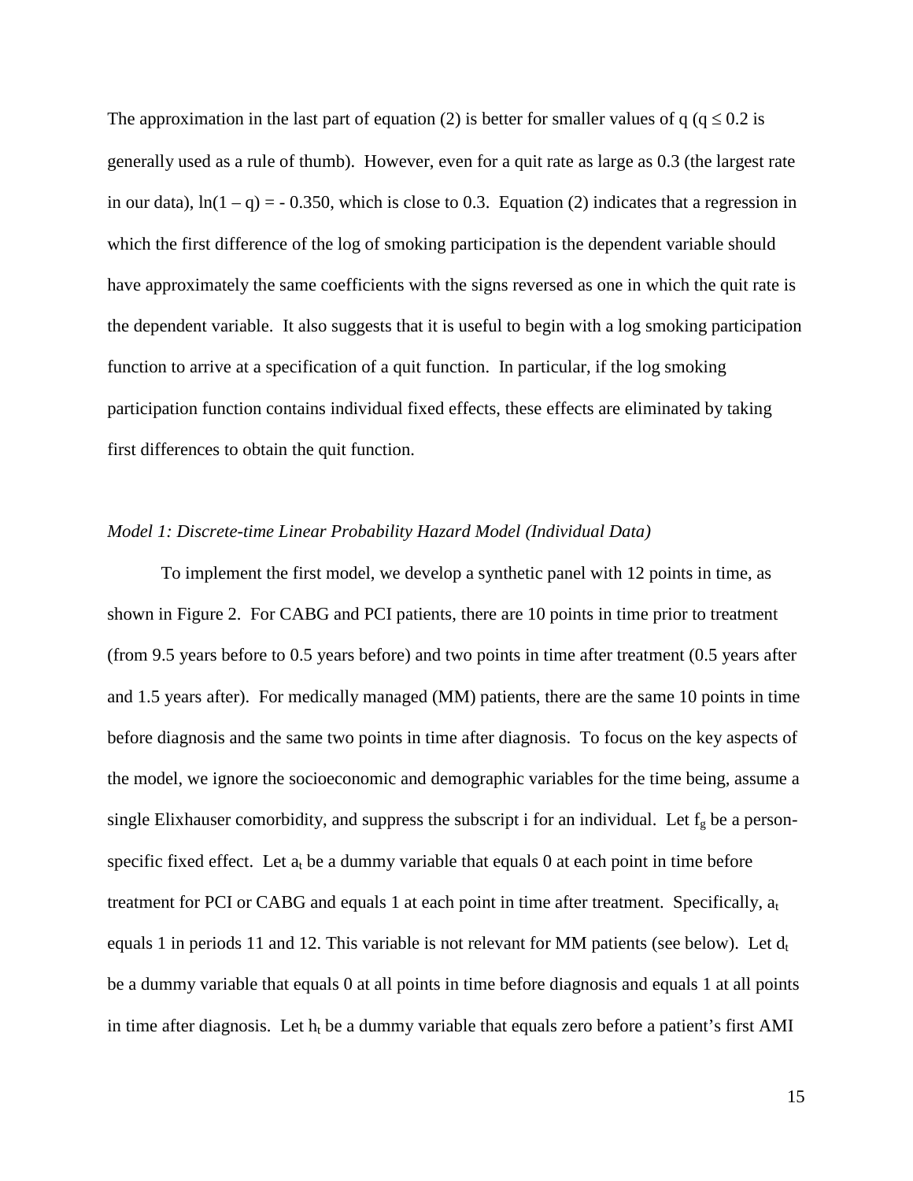The approximation in the last part of equation (2) is better for smaller values of q ($q \leq 0.2$ is generally used as a rule of thumb). However, even for a quit rate as large as 0.3 (the largest rate in our data), $\ln(1 - q) = - 0.350$, which is close to 0.3. Equation (2) indicates that a regression in which the first difference of the log of smoking participation is the dependent variable should have approximately the same coefficients with the signs reversed as one in which the quit rate is the dependent variable. It also suggests that it is useful to begin with a log smoking participation function to arrive at a specification of a quit function. In particular, if the log smoking participation function contains individual fixed effects, these effects are eliminated by taking first differences to obtain the quit function.

*Model 1: Discrete-time Linear Probability Hazard Model (Individual Data)*

To implement the first model, we develop a synthetic panel with 12 points in time, as shown in Figure 2. For CABG and PCI patients, there are 10 points in time prior to treatment (from 9.5 years before to 0.5 years before) and two points in time after treatment (0.5 years after and 1.5 years after). For medically managed (MM) patients, there are the same 10 points in time before diagnosis and the same two points in time after diagnosis. To focus on the key aspects of the model, we ignore the socioeconomic and demographic variables for the time being, assume a single Elixhauser comorbidity, and suppress the subscript i for an individual. Let $f_g$ be a person-specific fixed effect. Let $a_t$ be a dummy variable that equals 0 at each point in time before treatment for PCI or CABG and equals 1 at each point in time after treatment. Specifically, $a_t$ equals 1 in periods 11 and 12. This variable is not relevant for MM patients (see below). Let $d_t$ be a dummy variable that equals 0 at all points in time before diagnosis and equals 1 at all points in time after diagnosis. Let $h_t$ be a dummy variable that equals zero before a patient's first AMI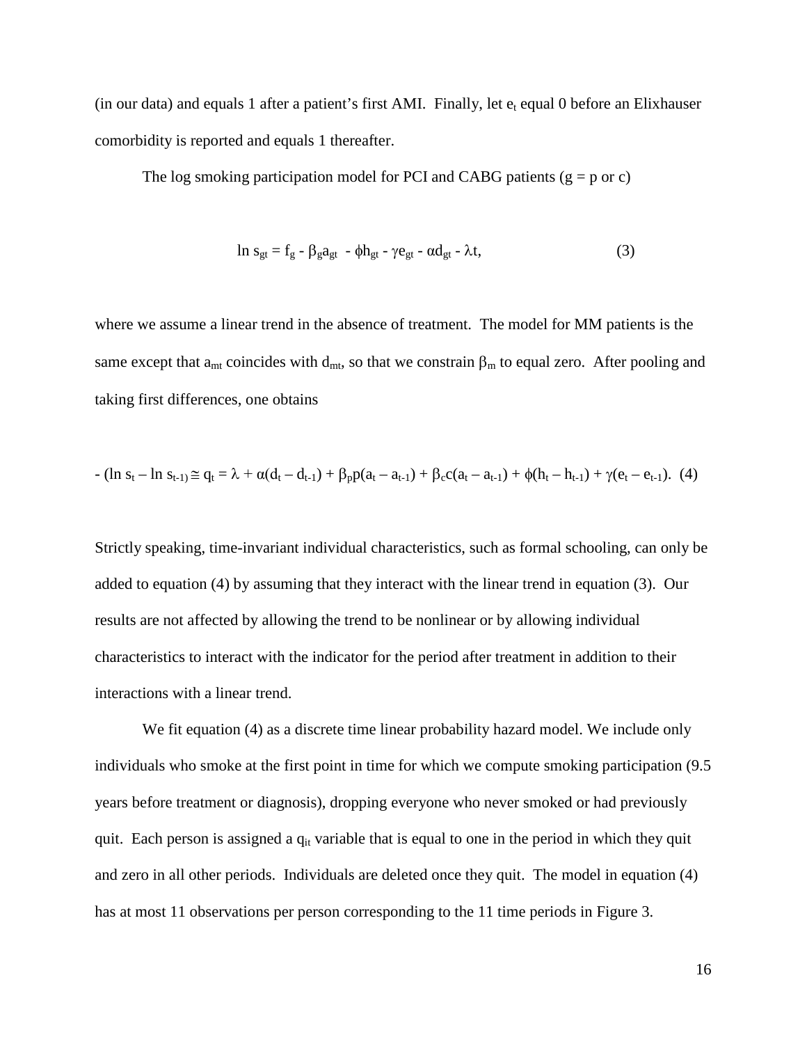(in our data) and equals 1 after a patient's first AMI. Finally, let $e_t$ equal 0 before an Elixhauser comorbidity is reported and equals 1 thereafter.

The log smoking participation model for PCI and CABG patients (g = p or c)

$$\ln s_{gt} = f_g - \beta_g a_{gt} - \phi h_{gt} - \gamma e_{gt} - \alpha d_{gt} - \lambda t, \qquad (3)$$

where we assume a linear trend in the absence of treatment. The model for MM patients is the same except that $a_{mt}$ coincides with $d_{mt}$, so that we constrain $\beta_m$ to equal zero. After pooling and taking first differences, one obtains

$$-(\ln s_t - \ln s_{t-1}) \cong q_t = \lambda + \alpha(d_t - d_{t-1}) + \beta_p p(a_t - a_{t-1}) + \beta_c c(a_t - a_{t-1}) + \phi(h_t - h_{t-1}) + \gamma(e_t - e_{t-1}). \quad (4)$$

Strictly speaking, time-invariant individual characteristics, such as formal schooling, can only be added to equation (4) by assuming that they interact with the linear trend in equation (3). Our results are not affected by allowing the trend to be nonlinear or by allowing individual characteristics to interact with the indicator for the period after treatment in addition to their interactions with a linear trend.

We fit equation (4) as a discrete time linear probability hazard model. We include only individuals who smoke at the first point in time for which we compute smoking participation (9.5 years before treatment or diagnosis), dropping everyone who never smoked or had previously quit. Each person is assigned a $q_{it}$ variable that is equal to one in the period in which they quit and zero in all other periods. Individuals are deleted once they quit. The model in equation (4) has at most 11 observations per person corresponding to the 11 time periods in Figure 3.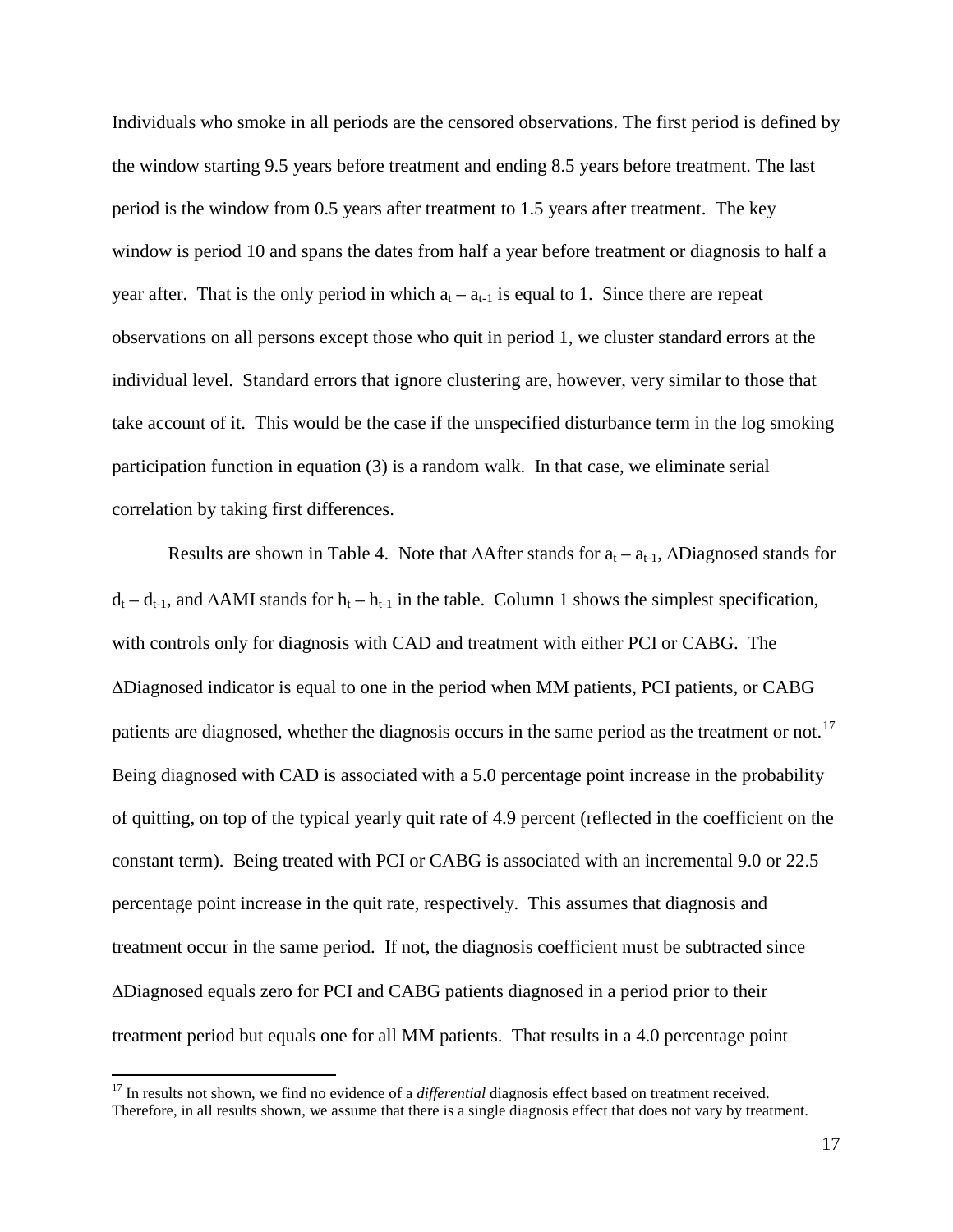Individuals who smoke in all periods are the censored observations. The first period is defined by the window starting 9.5 years before treatment and ending 8.5 years before treatment. The last period is the window from 0.5 years after treatment to 1.5 years after treatment. The key window is period 10 and spans the dates from half a year before treatment or diagnosis to half a year after. That is the only period in which $a_t - a_{t-1}$ is equal to 1. Since there are repeat observations on all persons except those who quit in period 1, we cluster standard errors at the individual level. Standard errors that ignore clustering are, however, very similar to those that take account of it. This would be the case if the unspecified disturbance term in the log smoking participation function in equation (3) is a random walk. In that case, we eliminate serial correlation by taking first differences.

Results are shown in Table 4. Note that ΔAfter stands for $a_t - a_{t-1}$, ΔDiagnosed stands for $d_t - d_{t-1}$, and ΔAMI stands for $h_t - h_{t-1}$ in the table. Column 1 shows the simplest specification, with controls only for diagnosis with CAD and treatment with either PCI or CABG. The ΔDiagnosed indicator is equal to one in the period when MM patients, PCI patients, or CABG patients are diagnosed, whether the diagnosis occurs in the same period as the treatment or not.[17] Being diagnosed with CAD is associated with a 5.0 percentage point increase in the probability of quitting, on top of the typical yearly quit rate of 4.9 percent (reflected in the coefficient on the constant term). Being treated with PCI or CABG is associated with an incremental 9.0 or 22.5 percentage point increase in the quit rate, respectively. This assumes that diagnosis and treatment occur in the same period. If not, the diagnosis coefficient must be subtracted since ΔDiagnosed equals zero for PCI and CABG patients diagnosed in a period prior to their treatment period but equals one for all MM patients. That results in a 4.0 percentage point

[17] In results not shown, we find no evidence of a *differential* diagnosis effect based on treatment received. Therefore, in all results shown, we assume that there is a single diagnosis effect that does not vary by treatment.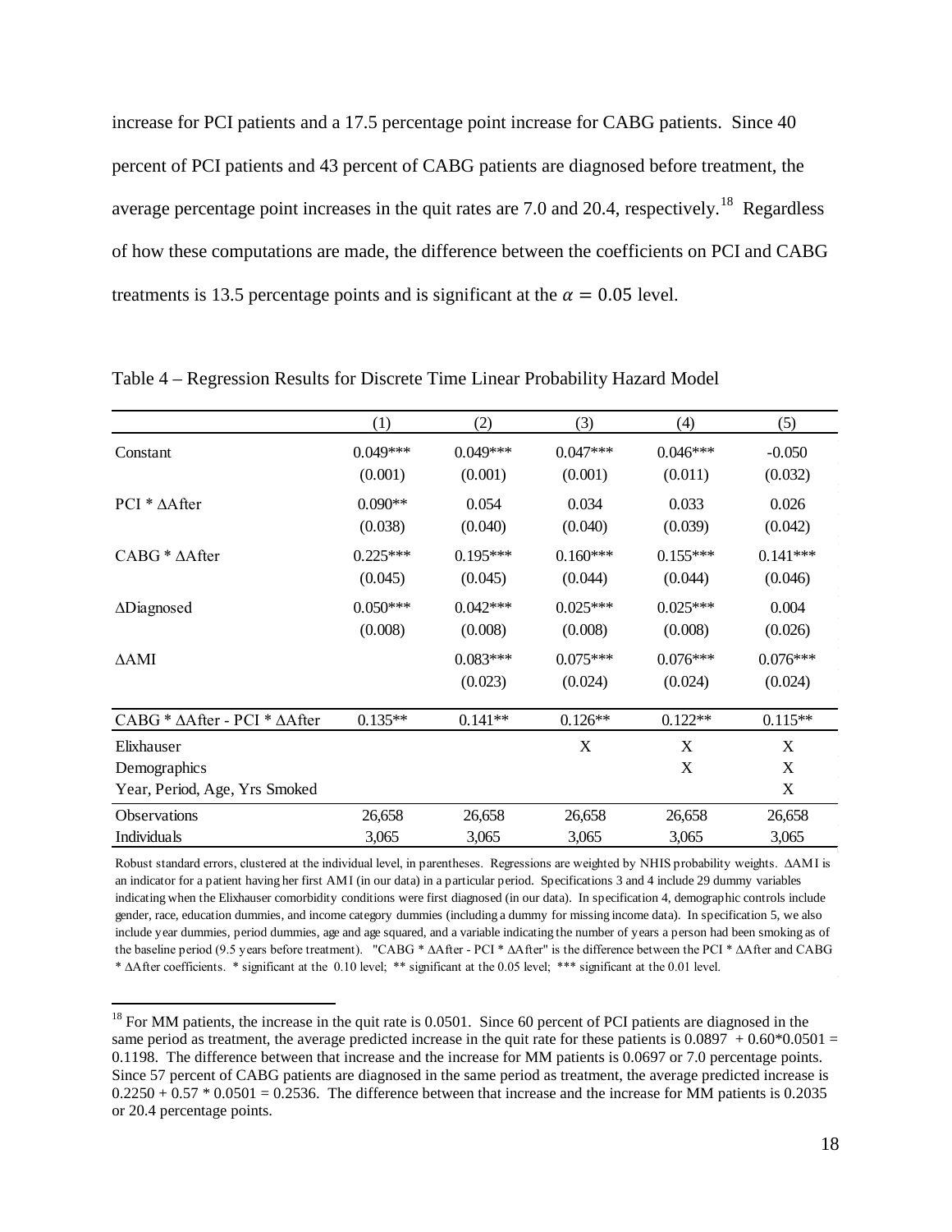increase for PCI patients and a 17.5 percentage point increase for CABG patients. Since 40 percent of PCI patients and 43 percent of CABG patients are diagnosed before treatment, the average percentage point increases in the quit rates are 7.0 and 20.4, respectively.[18] Regardless of how these computations are made, the difference between the coefficients on PCI and CABG treatments is 13.5 percentage points and is significant at the $\alpha = 0.05$ level.

Table 4 – Regression Results for Discrete Time Linear Probability Hazard Model

| | (1) | (2) | (3) | (4) | (5) |
|---|---|---|---|---|---|
| Constant | 0.049*** | 0.049*** | 0.047*** | 0.046*** | -0.050 |
| | (0.001) | (0.001) | (0.001) | (0.011) | (0.032) |
| PCI * ΔAfter | 0.090** | 0.054 | 0.034 | 0.033 | 0.026 |
| | (0.038) | (0.040) | (0.040) | (0.039) | (0.042) |
| CABG * ΔAfter | 0.225*** | 0.195*** | 0.160*** | 0.155*** | 0.141*** |
| | (0.045) | (0.045) | (0.044) | (0.044) | (0.046) |
| ΔDiagnosed | 0.050*** | 0.042*** | 0.025*** | 0.025*** | 0.004 |
| | (0.008) | (0.008) | (0.008) | (0.008) | (0.026) |
| ΔAMI | | 0.083*** | 0.075*** | 0.076*** | 0.076*** |
| | | (0.023) | (0.024) | (0.024) | (0.024) |
| CABG * ΔAfter - PCI * ΔAfter | 0.135** | 0.141** | 0.126** | 0.122** | 0.115** |
| Elixhauser | | | X | X | X |
| Demographics | | | | X | X |
| Year, Period, Age, Yrs Smoked | | | | | X |
| Observations | 26,658 | 26,658 | 26,658 | 26,658 | 26,658 |
| Individuals | 3,065 | 3,065 | 3,065 | 3,065 | 3,065 |

Robust standard errors, clustered at the individual level, in parentheses. Regressions are weighted by NHIS probability weights. ΔAMI is an indicator for a patient having her first AMI (in our data) in a particular period. Specifications 3 and 4 include 29 dummy variables indicating when the Elixhauser comorbidity conditions were first diagnosed (in our data). In specification 4, demographic controls include gender, race, education dummies, and income category dummies (including a dummy for missing income data). In specification 5, we also include year dummies, period dummies, age and age squared, and a variable indicating the number of years a person had been smoking as of the baseline period (9.5 years before treatment). "CABG * ΔAfter - PCI * ΔAfter" is the difference between the PCI * ΔAfter and CABG * ΔAfter coefficients. * significant at the 0.10 level; ** significant at the 0.05 level; *** significant at the 0.01 level.

[18] For MM patients, the increase in the quit rate is 0.0501. Since 60 percent of PCI patients are diagnosed in the same period as treatment, the average predicted increase in the quit rate for these patients is $0.0897 + 0.60*0.0501 = 0.1198$. The difference between that increase and the increase for MM patients is 0.0697 or 7.0 percentage points. Since 57 percent of CABG patients are diagnosed in the same period as treatment, the average predicted increase is $0.2250 + 0.57 * 0.0501 = 0.2536$. The difference between that increase and the increase for MM patients is 0.2035 or 20.4 percentage points.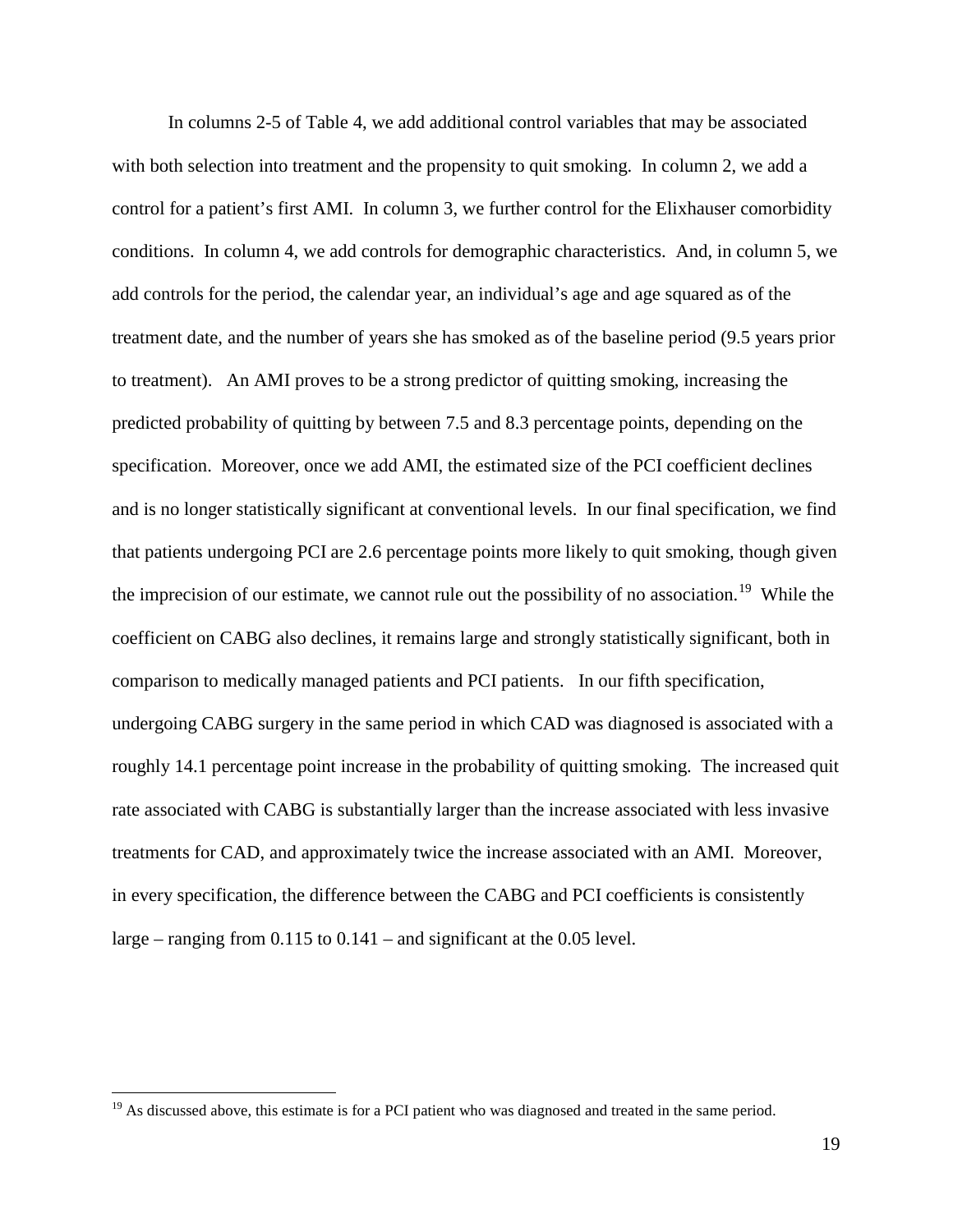In columns 2-5 of Table 4, we add additional control variables that may be associated with both selection into treatment and the propensity to quit smoking. In column 2, we add a control for a patient's first AMI. In column 3, we further control for the Elixhauser comorbidity conditions. In column 4, we add controls for demographic characteristics. And, in column 5, we add controls for the period, the calendar year, an individual's age and age squared as of the treatment date, and the number of years she has smoked as of the baseline period (9.5 years prior to treatment). An AMI proves to be a strong predictor of quitting smoking, increasing the predicted probability of quitting by between 7.5 and 8.3 percentage points, depending on the specification. Moreover, once we add AMI, the estimated size of the PCI coefficient declines and is no longer statistically significant at conventional levels. In our final specification, we find that patients undergoing PCI are 2.6 percentage points more likely to quit smoking, though given the imprecision of our estimate, we cannot rule out the possibility of no association.[19] While the coefficient on CABG also declines, it remains large and strongly statistically significant, both in comparison to medically managed patients and PCI patients. In our fifth specification, undergoing CABG surgery in the same period in which CAD was diagnosed is associated with a roughly 14.1 percentage point increase in the probability of quitting smoking. The increased quit rate associated with CABG is substantially larger than the increase associated with less invasive treatments for CAD, and approximately twice the increase associated with an AMI. Moreover, in every specification, the difference between the CABG and PCI coefficients is consistently large – ranging from 0.115 to 0.141 – and significant at the 0.05 level.

[19] As discussed above, this estimate is for a PCI patient who was diagnosed and treated in the same period.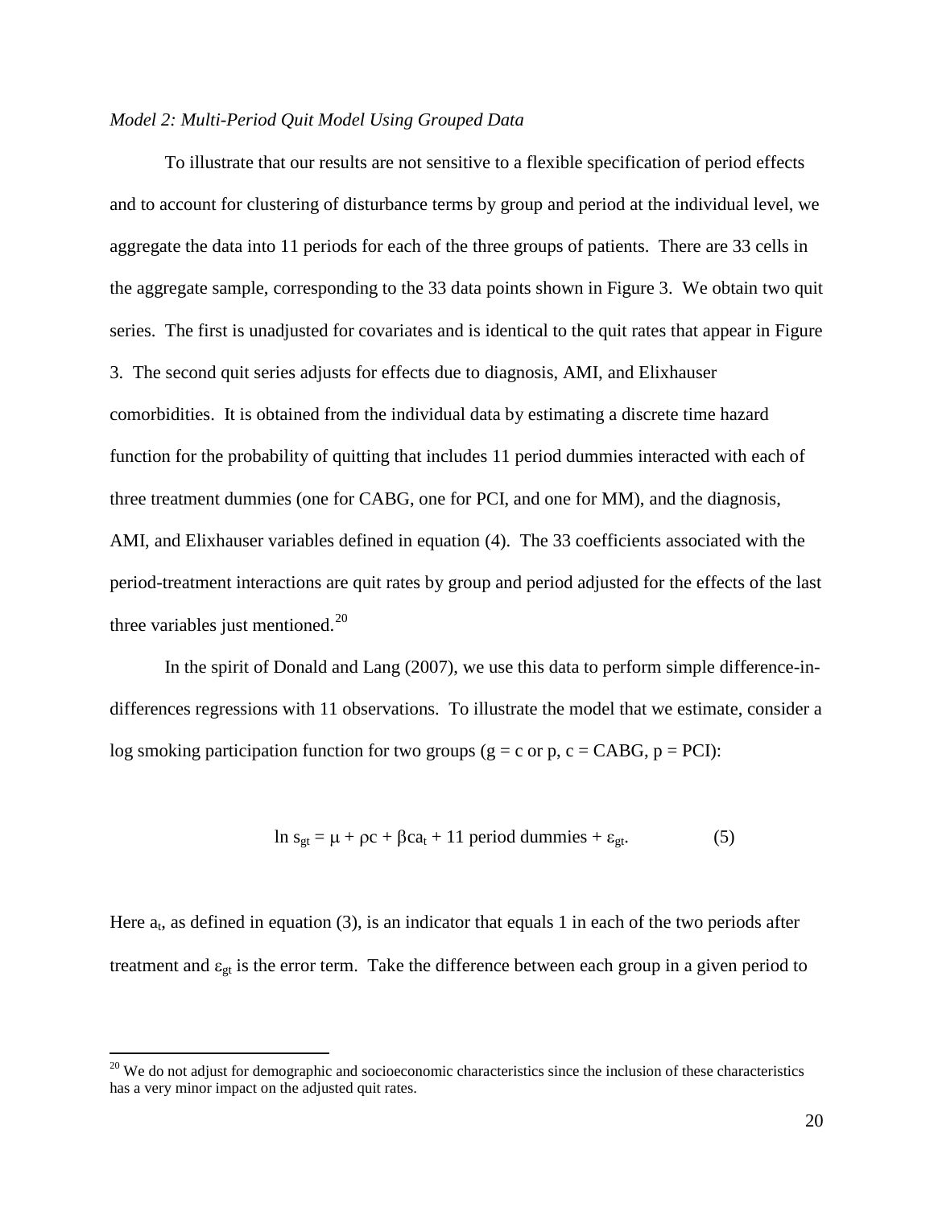*Model 2: Multi-Period Quit Model Using Grouped Data*

To illustrate that our results are not sensitive to a flexible specification of period effects and to account for clustering of disturbance terms by group and period at the individual level, we aggregate the data into 11 periods for each of the three groups of patients. There are 33 cells in the aggregate sample, corresponding to the 33 data points shown in Figure 3. We obtain two quit series. The first is unadjusted for covariates and is identical to the quit rates that appear in Figure 3. The second quit series adjusts for effects due to diagnosis, AMI, and Elixhauser comorbidities. It is obtained from the individual data by estimating a discrete time hazard function for the probability of quitting that includes 11 period dummies interacted with each of three treatment dummies (one for CABG, one for PCI, and one for MM), and the diagnosis, AMI, and Elixhauser variables defined in equation (4). The 33 coefficients associated with the period-treatment interactions are quit rates by group and period adjusted for the effects of the last three variables just mentioned.[20]

In the spirit of Donald and Lang (2007), we use this data to perform simple difference-in-differences regressions with 11 observations. To illustrate the model that we estimate, consider a log smoking participation function for two groups (g = c or p, c = CABG, p = PCI):

$$\ln s_{gt} = \mu + \rho c + \beta c a_t + 11 \text{ period dummies} + \varepsilon_{gt}. \qquad (5)$$

Here $a_t$, as defined in equation (3), is an indicator that equals 1 in each of the two periods after treatment and $\varepsilon_{gt}$ is the error term. Take the difference between each group in a given period to

[20] We do not adjust for demographic and socioeconomic characteristics since the inclusion of these characteristics has a very minor impact on the adjusted quit rates.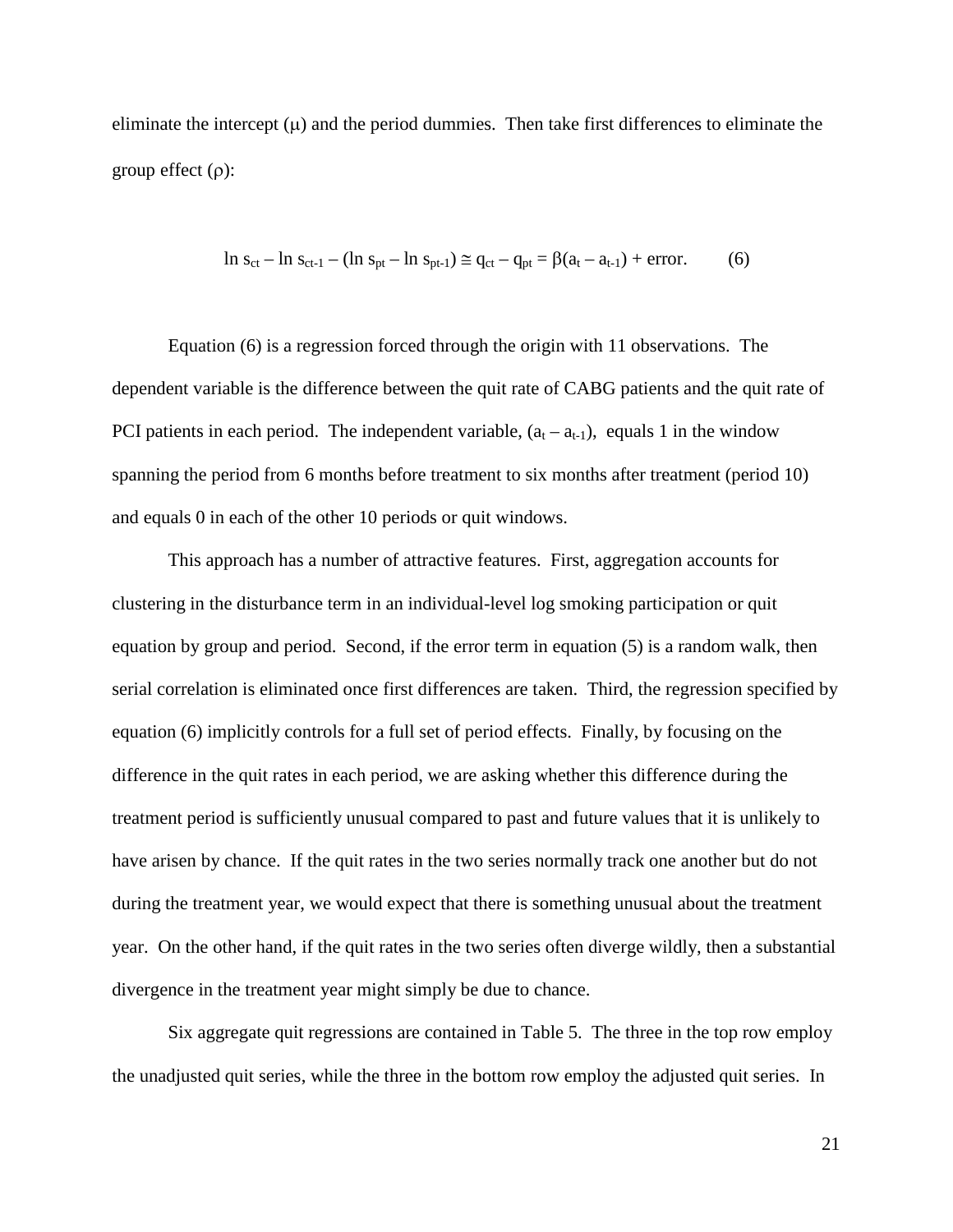eliminate the intercept ($\mu$) and the period dummies. Then take first differences to eliminate the group effect ($\rho$):

$$\ln s_{ct} - \ln s_{ct-1} - (\ln s_{pt} - \ln s_{pt-1}) \cong q_{ct} - q_{pt} = \beta(a_t - a_{t-1}) + \text{error}. \qquad (6)$$

Equation (6) is a regression forced through the origin with 11 observations. The dependent variable is the difference between the quit rate of CABG patients and the quit rate of PCI patients in each period. The independent variable, $(a_t - a_{t-1})$, equals 1 in the window spanning the period from 6 months before treatment to six months after treatment (period 10) and equals 0 in each of the other 10 periods or quit windows.

This approach has a number of attractive features. First, aggregation accounts for clustering in the disturbance term in an individual-level log smoking participation or quit equation by group and period. Second, if the error term in equation (5) is a random walk, then serial correlation is eliminated once first differences are taken. Third, the regression specified by equation (6) implicitly controls for a full set of period effects. Finally, by focusing on the difference in the quit rates in each period, we are asking whether this difference during the treatment period is sufficiently unusual compared to past and future values that it is unlikely to have arisen by chance. If the quit rates in the two series normally track one another but do not during the treatment year, we would expect that there is something unusual about the treatment year. On the other hand, if the quit rates in the two series often diverge wildly, then a substantial divergence in the treatment year might simply be due to chance.

Six aggregate quit regressions are contained in Table 5. The three in the top row employ the unadjusted quit series, while the three in the bottom row employ the adjusted quit series. In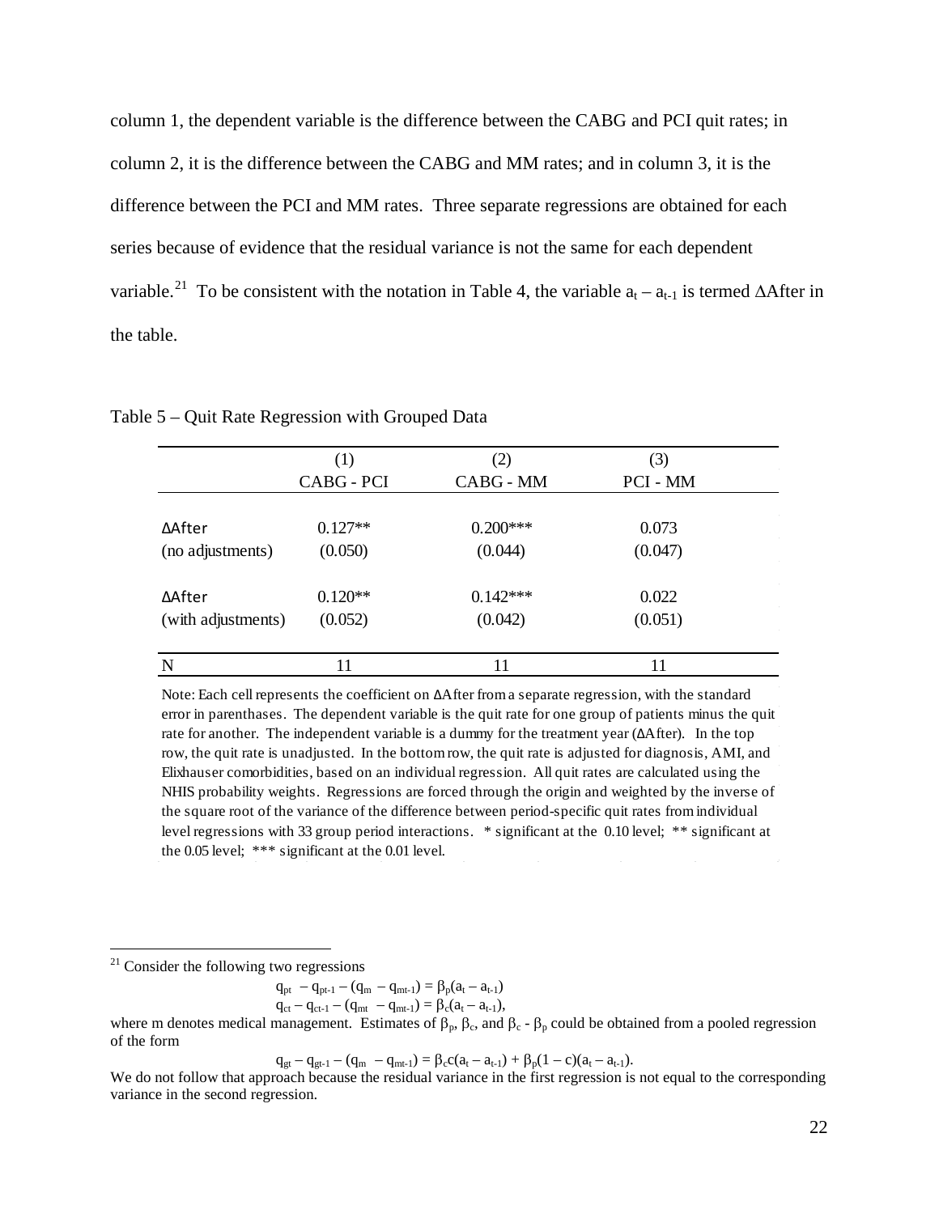column 1, the dependent variable is the difference between the CABG and PCI quit rates; in column 2, it is the difference between the CABG and MM rates; and in column 3, it is the difference between the PCI and MM rates. Three separate regressions are obtained for each series because of evidence that the residual variance is not the same for each dependent variable.[21] To be consistent with the notation in Table 4, the variable $a_t - a_{t-1}$ is termed ΔAfter in the table.

Table 5 – Quit Rate Regression with Grouped Data

| | (1)<br>CABG - PCI | (2)<br>CABG - MM | (3)<br>PCI - MM |
|---|---|---|---|
| ΔAfter<br>(no adjustments) | 0.127**<br>(0.050) | 0.200***<br>(0.044) | 0.073<br>(0.047) |
| ΔAfter<br>(with adjustments) | 0.120**<br>(0.052) | 0.142***<br>(0.042) | 0.022<br>(0.051) |
| N | 11 | 11 | 11 |

Note: Each cell represents the coefficient on ΔAfter from a separate regression, with the standard error in parenthases. The dependent variable is the quit rate for one group of patients minus the quit rate for another. The independent variable is a dummy for the treatment year (ΔAfter). In the top row, the quit rate is unadjusted. In the bottom row, the quit rate is adjusted for diagnosis, AMI, and Elixhauser comorbidities, based on an individual regression. All quit rates are calculated using the NHIS probability weights. Regressions are forced through the origin and weighted by the inverse of the square root of the variance of the difference between period-specific quit rates from individual level regressions with 33 group period interactions. * significant at the 0.10 level; ** significant at the 0.05 level; *** significant at the 0.01 level.

---

[21] Consider the following two regressions

$$q_{pt} - q_{pt-1} - (q_m - q_{mt-1}) = \beta_p(a_t - a_{t-1})$$

$$q_{ct} - q_{ct-1} - (q_{mt} - q_{mt-1}) = \beta_c(a_t - a_{t-1}),$$

where m denotes medical management. Estimates of $\beta_p$, $\beta_c$, and $\beta_c - \beta_p$ could be obtained from a pooled regression of the form

$$q_{gt} - q_{gt-1} - (q_m - q_{mt-1}) = \beta_c c(a_t - a_{t-1}) + \beta_p(1 - c)(a_t - a_{t-1}).$$

We do not follow that approach because the residual variance in the first regression is not equal to the corresponding variance in the second regression.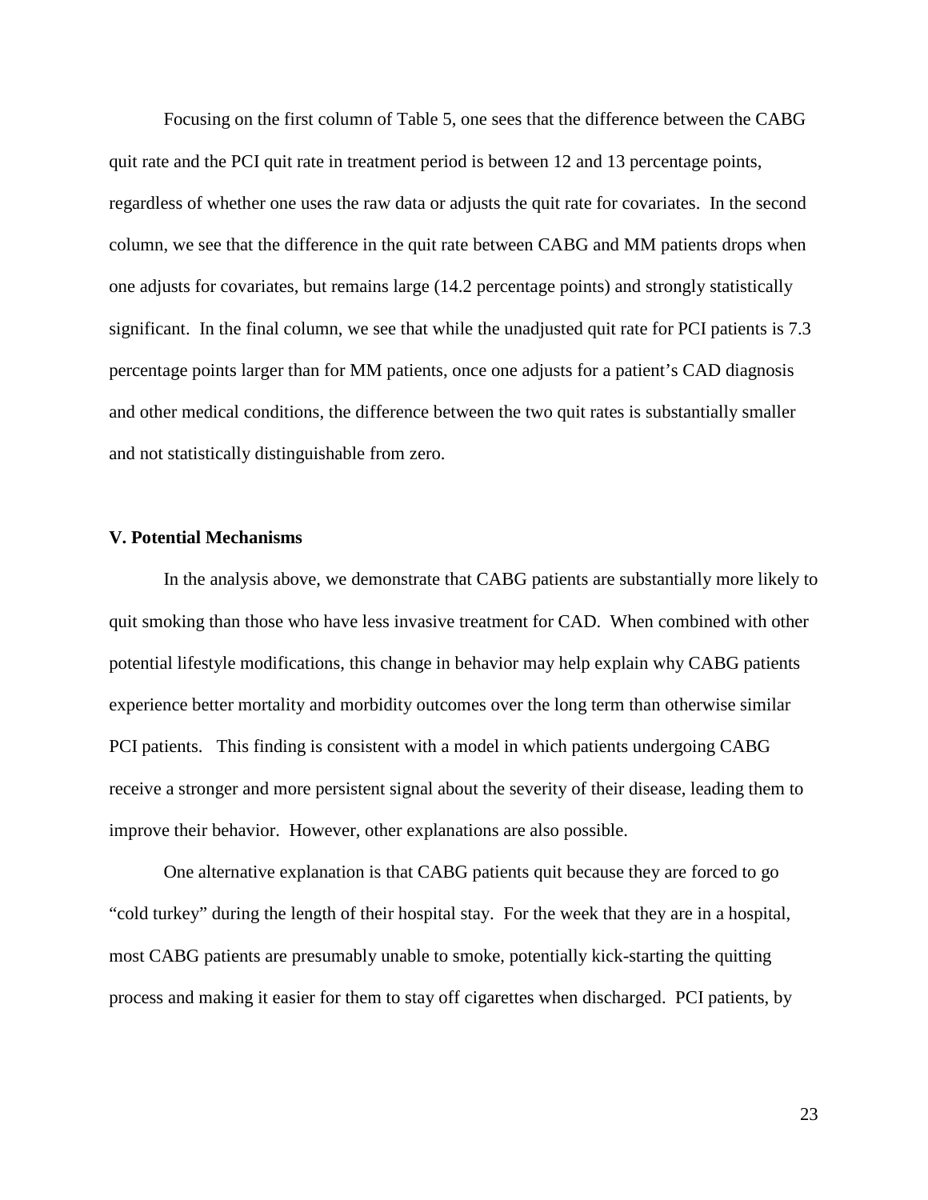Focusing on the first column of Table 5, one sees that the difference between the CABG quit rate and the PCI quit rate in treatment period is between 12 and 13 percentage points, regardless of whether one uses the raw data or adjusts the quit rate for covariates. In the second column, we see that the difference in the quit rate between CABG and MM patients drops when one adjusts for covariates, but remains large (14.2 percentage points) and strongly statistically significant. In the final column, we see that while the unadjusted quit rate for PCI patients is 7.3 percentage points larger than for MM patients, once one adjusts for a patient's CAD diagnosis and other medical conditions, the difference between the two quit rates is substantially smaller and not statistically distinguishable from zero.

### V. Potential Mechanisms

In the analysis above, we demonstrate that CABG patients are substantially more likely to quit smoking than those who have less invasive treatment for CAD. When combined with other potential lifestyle modifications, this change in behavior may help explain why CABG patients experience better mortality and morbidity outcomes over the long term than otherwise similar PCI patients. This finding is consistent with a model in which patients undergoing CABG receive a stronger and more persistent signal about the severity of their disease, leading them to improve their behavior. However, other explanations are also possible.

One alternative explanation is that CABG patients quit because they are forced to go "cold turkey" during the length of their hospital stay. For the week that they are in a hospital, most CABG patients are presumably unable to smoke, potentially kick-starting the quitting process and making it easier for them to stay off cigarettes when discharged. PCI patients, by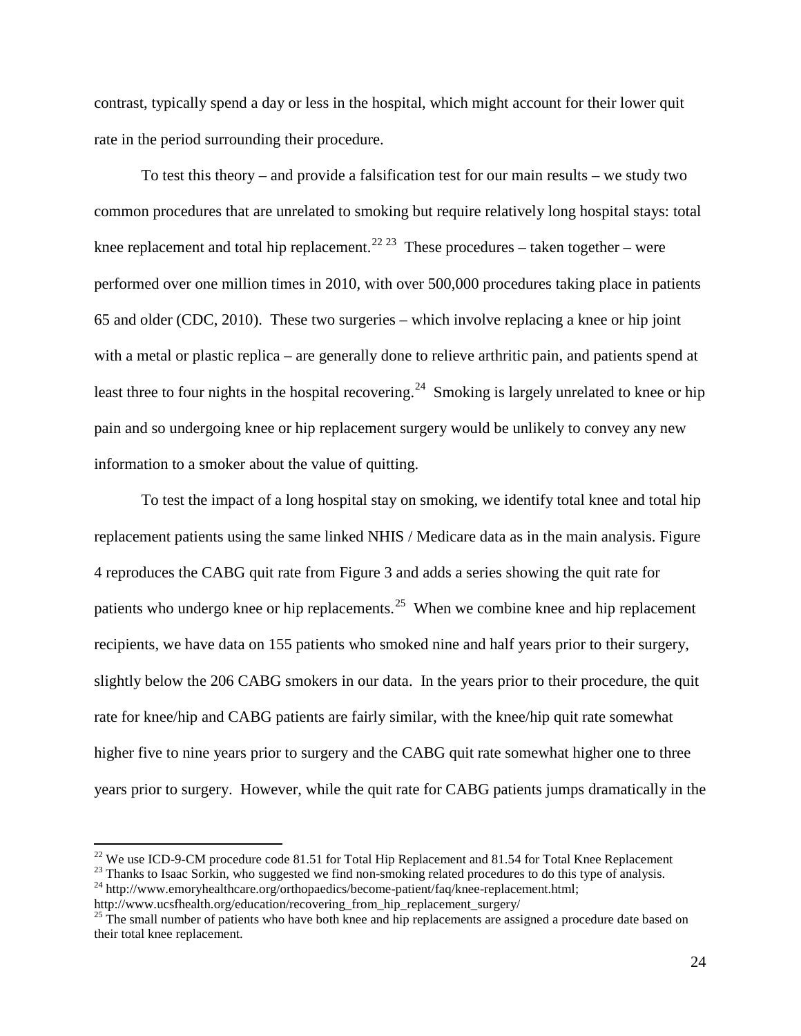contrast, typically spend a day or less in the hospital, which might account for their lower quit rate in the period surrounding their procedure.

To test this theory – and provide a falsification test for our main results – we study two common procedures that are unrelated to smoking but require relatively long hospital stays: total knee replacement and total hip replacement.[22 23] These procedures – taken together – were performed over one million times in 2010, with over 500,000 procedures taking place in patients 65 and older (CDC, 2010). These two surgeries – which involve replacing a knee or hip joint with a metal or plastic replica – are generally done to relieve arthritic pain, and patients spend at least three to four nights in the hospital recovering.[24] Smoking is largely unrelated to knee or hip pain and so undergoing knee or hip replacement surgery would be unlikely to convey any new information to a smoker about the value of quitting.

To test the impact of a long hospital stay on smoking, we identify total knee and total hip replacement patients using the same linked NHIS / Medicare data as in the main analysis. Figure 4 reproduces the CABG quit rate from Figure 3 and adds a series showing the quit rate for patients who undergo knee or hip replacements.[25] When we combine knee and hip replacement recipients, we have data on 155 patients who smoked nine and half years prior to their surgery, slightly below the 206 CABG smokers in our data. In the years prior to their procedure, the quit rate for knee/hip and CABG patients are fairly similar, with the knee/hip quit rate somewhat higher five to nine years prior to surgery and the CABG quit rate somewhat higher one to three years prior to surgery. However, while the quit rate for CABG patients jumps dramatically in the

---

[22] We use ICD-9-CM procedure code 81.51 for Total Hip Replacement and 81.54 for Total Knee Replacement

[23] Thanks to Isaac Sorkin, who suggested we find non-smoking related procedures to do this type of analysis.

[24] http://www.emoryhealthcare.org/orthopaedics/become-patient/faq/knee-replacement.html; http://www.ucsfhealth.org/education/recovering_from_hip_replacement_surgery/

[25] The small number of patients who have both knee and hip replacements are assigned a procedure date based on their total knee replacement.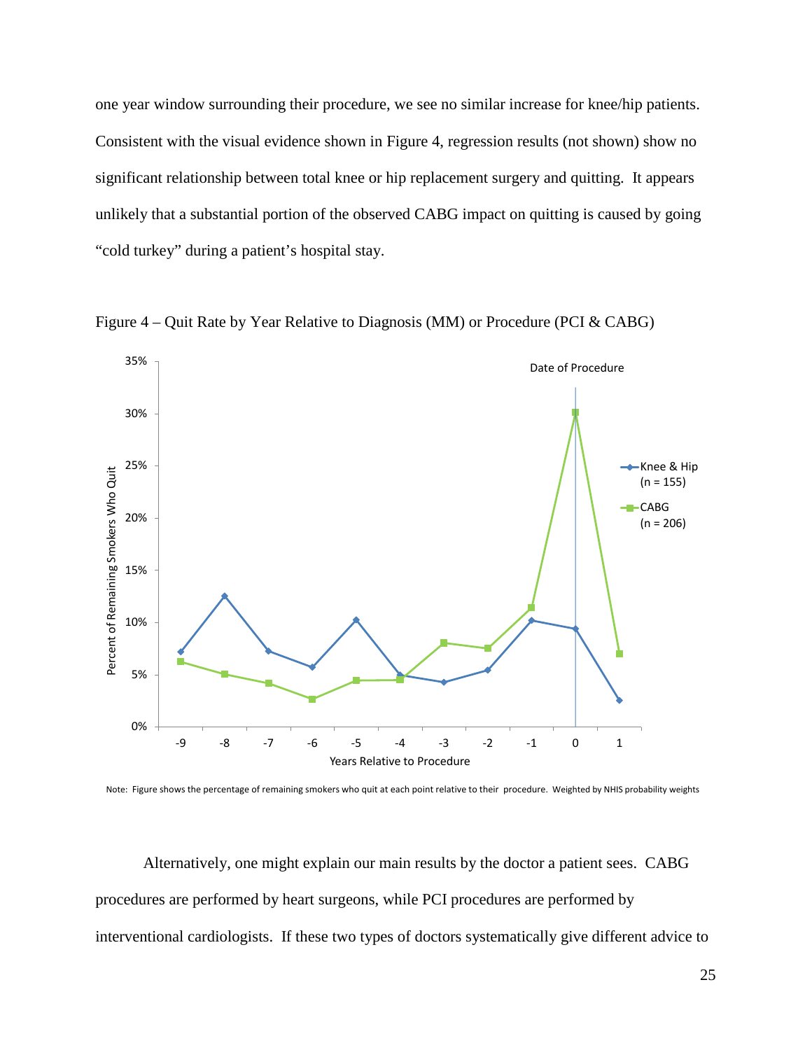one year window surrounding their procedure, we see no similar increase for knee/hip patients. Consistent with the visual evidence shown in Figure 4, regression results (not shown) show no significant relationship between total knee or hip replacement surgery and quitting. It appears unlikely that a substantial portion of the observed CABG impact on quitting is caused by going "cold turkey" during a patient's hospital stay.

Figure 4 – Quit Rate by Year Relative to Diagnosis (MM) or Procedure (PCI & CABG)

Date of Procedure

35%
30%
25%
20%
15%
10%
5%
0%

Percent of Remaining Smokers Who Quit

-9 -8 -7 -6 -5 -4 -3 -2 -1 0 1

Years Relative to Procedure

Knee & Hip (n = 155)

CABG (n = 206)

Note: Figure shows the percentage of remaining smokers who quit at each point relative to their procedure. Weighted by NHIS probability weights

Alternatively, one might explain our main results by the doctor a patient sees. CABG procedures are performed by heart surgeons, while PCI procedures are performed by interventional cardiologists. If these two types of doctors systematically give different advice to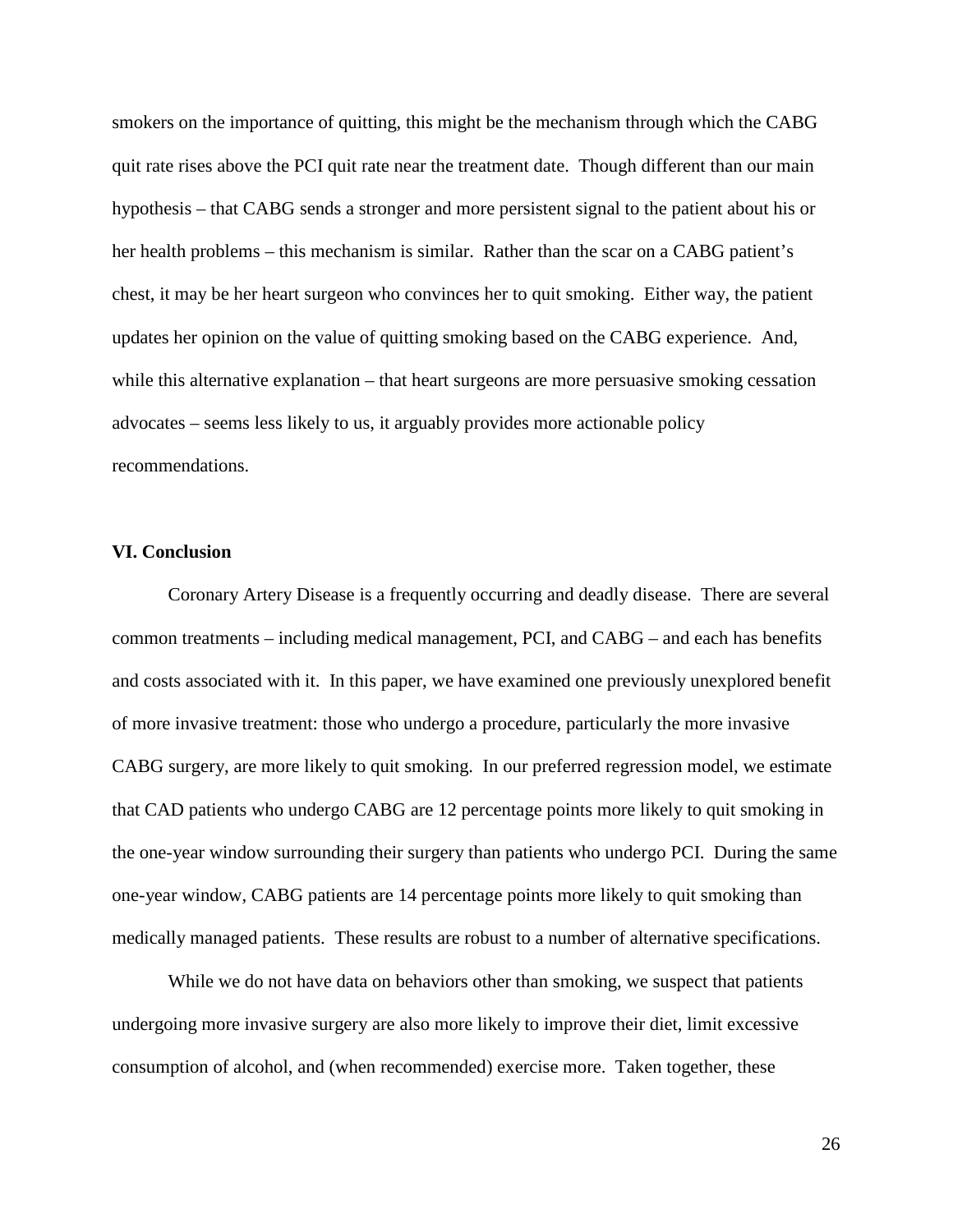smokers on the importance of quitting, this might be the mechanism through which the CABG quit rate rises above the PCI quit rate near the treatment date. Though different than our main hypothesis – that CABG sends a stronger and more persistent signal to the patient about his or her health problems – this mechanism is similar. Rather than the scar on a CABG patient's chest, it may be her heart surgeon who convinces her to quit smoking. Either way, the patient updates her opinion on the value of quitting smoking based on the CABG experience. And, while this alternative explanation – that heart surgeons are more persuasive smoking cessation advocates – seems less likely to us, it arguably provides more actionable policy recommendations.

## VI. Conclusion

Coronary Artery Disease is a frequently occurring and deadly disease. There are several common treatments – including medical management, PCI, and CABG – and each has benefits and costs associated with it. In this paper, we have examined one previously unexplored benefit of more invasive treatment: those who undergo a procedure, particularly the more invasive CABG surgery, are more likely to quit smoking. In our preferred regression model, we estimate that CAD patients who undergo CABG are 12 percentage points more likely to quit smoking in the one-year window surrounding their surgery than patients who undergo PCI. During the same one-year window, CABG patients are 14 percentage points more likely to quit smoking than medically managed patients. These results are robust to a number of alternative specifications.

While we do not have data on behaviors other than smoking, we suspect that patients undergoing more invasive surgery are also more likely to improve their diet, limit excessive consumption of alcohol, and (when recommended) exercise more. Taken together, these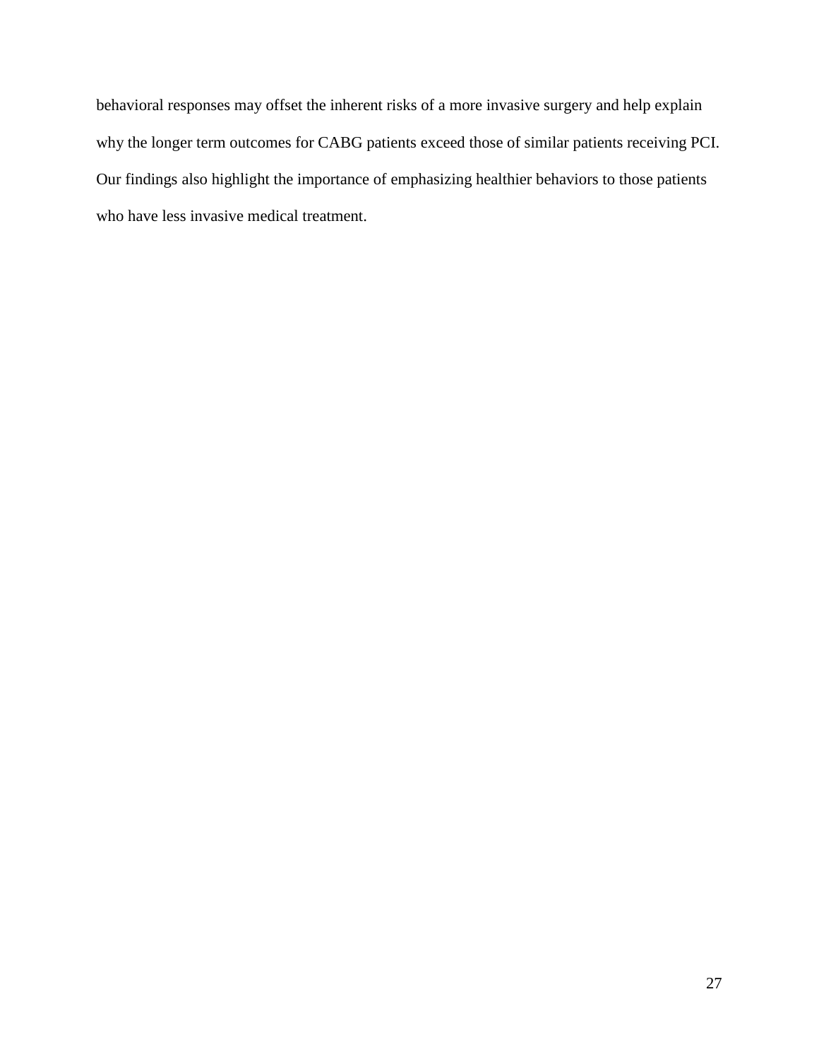behavioral responses may offset the inherent risks of a more invasive surgery and help explain why the longer term outcomes for CABG patients exceed those of similar patients receiving PCI. Our findings also highlight the importance of emphasizing healthier behaviors to those patients who have less invasive medical treatment.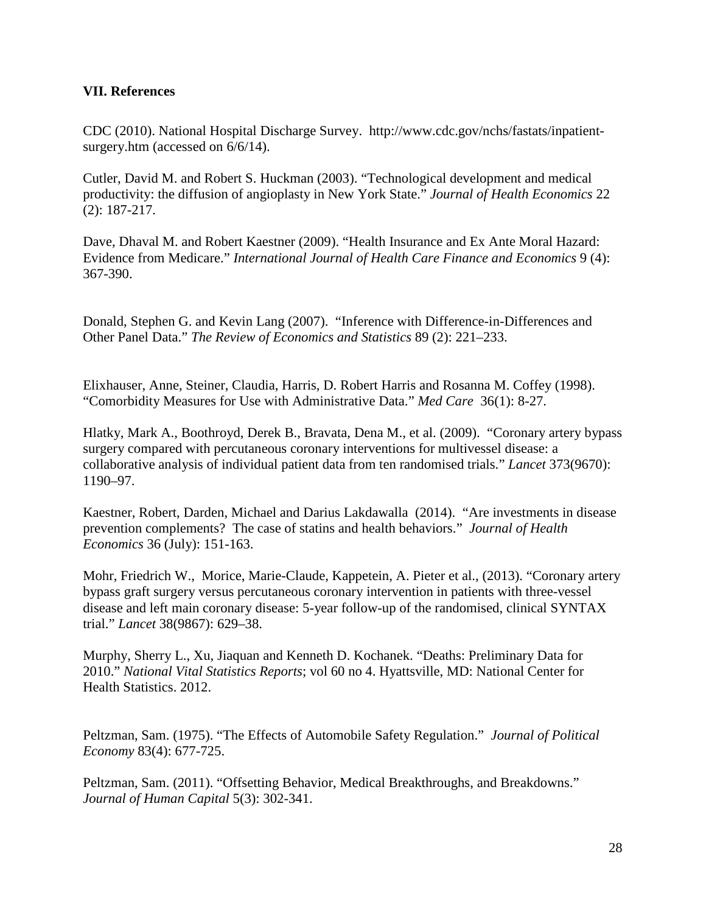### VII. References

CDC (2010). National Hospital Discharge Survey. http://www.cdc.gov/nchs/fastats/inpatient-surgery.htm (accessed on 6/6/14).

Cutler, David M. and Robert S. Huckman (2003). "Technological development and medical productivity: the diffusion of angioplasty in New York State." *Journal of Health Economics* 22 (2): 187-217.

Dave, Dhaval M. and Robert Kaestner (2009). "Health Insurance and Ex Ante Moral Hazard: Evidence from Medicare." *International Journal of Health Care Finance and Economics* 9 (4): 367-390.

Donald, Stephen G. and Kevin Lang (2007). "Inference with Difference-in-Differences and Other Panel Data." *The Review of Economics and Statistics* 89 (2): 221–233.

Elixhauser, Anne, Steiner, Claudia, Harris, D. Robert Harris and Rosanna M. Coffey (1998). "Comorbidity Measures for Use with Administrative Data." *Med Care* 36(1): 8-27.

Hlatky, Mark A., Boothroyd, Derek B., Bravata, Dena M., et al. (2009). "Coronary artery bypass surgery compared with percutaneous coronary interventions for multivessel disease: a collaborative analysis of individual patient data from ten randomised trials." *Lancet* 373(9670): 1190–97.

Kaestner, Robert, Darden, Michael and Darius Lakdawalla (2014). "Are investments in disease prevention complements? The case of statins and health behaviors." *Journal of Health Economics* 36 (July): 151-163.

Mohr, Friedrich W., Morice, Marie-Claude, Kappetein, A. Pieter et al., (2013). "Coronary artery bypass graft surgery versus percutaneous coronary intervention in patients with three-vessel disease and left main coronary disease: 5-year follow-up of the randomised, clinical SYNTAX trial." *Lancet* 38(9867): 629–38.

Murphy, Sherry L., Xu, Jiaquan and Kenneth D. Kochanek. "Deaths: Preliminary Data for 2010." *National Vital Statistics Reports*; vol 60 no 4. Hyattsville, MD: National Center for Health Statistics. 2012.

Peltzman, Sam. (1975). "The Effects of Automobile Safety Regulation." *Journal of Political Economy* 83(4): 677-725.

Peltzman, Sam. (2011). "Offsetting Behavior, Medical Breakthroughs, and Breakdowns." *Journal of Human Capital* 5(3): 302-341.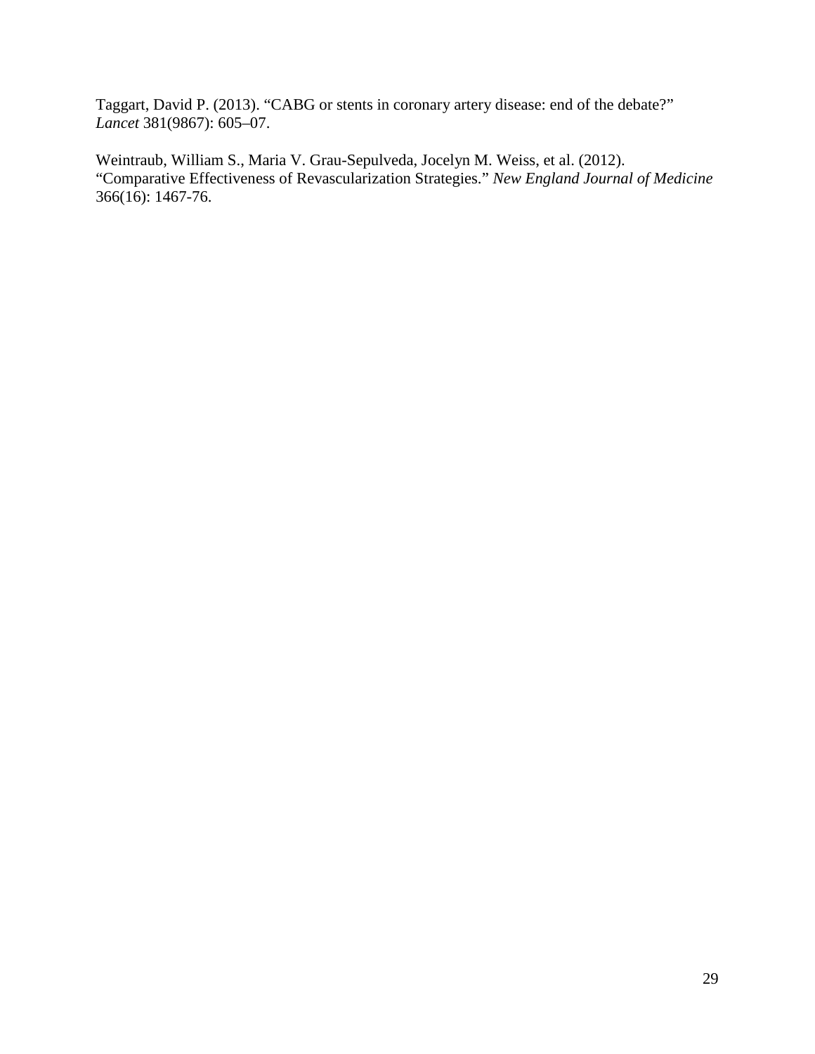Taggart, David P. (2013). "CABG or stents in coronary artery disease: end of the debate?" *Lancet* 381(9867): 605–07.

Weintraub, William S., Maria V. Grau-Sepulveda, Jocelyn M. Weiss, et al. (2012). "Comparative Effectiveness of Revascularization Strategies." *New England Journal of Medicine* 366(16): 1467-76.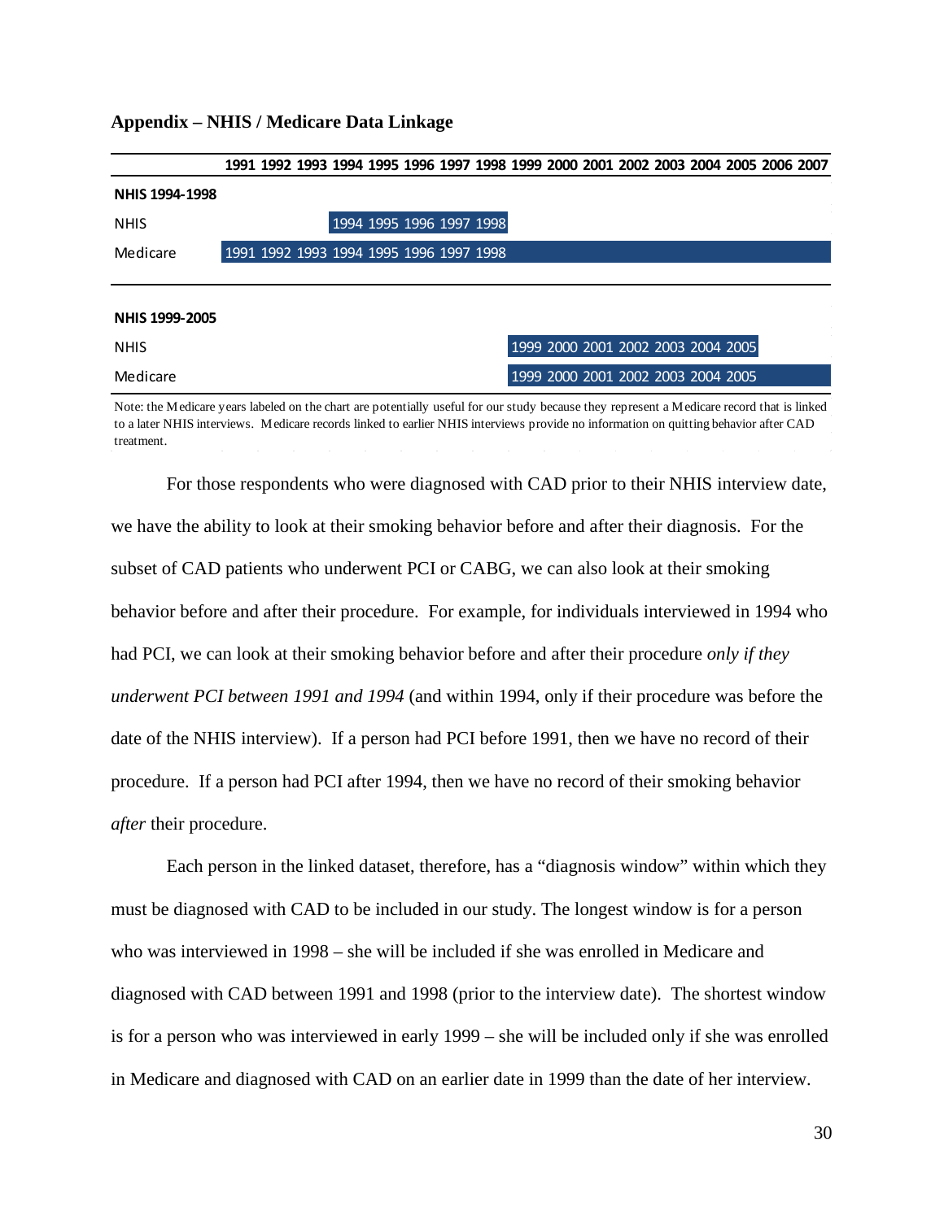## Appendix – NHIS / Medicare Data Linkage

1991 1992 1993 1994 1995 1996 1997 1998 1999 2000 2001 2002 2003 2004 2005 2006 2007

**NHIS 1994-1998**

NHIS 1994 1995 1996 1997 1998

Medicare 1991 1992 1993 1994 1995 1996 1997 1998

**NHIS 1999-2005**

NHIS 1999 2000 2001 2002 2003 2004 2005

Medicare 1999 2000 2001 2002 2003 2004 2005

Note: the Medicare years labeled on the chart are potentially useful for our study because they represent a Medicare record that is linked to a later NHIS interviews. Medicare records linked to earlier NHIS interviews provide no information on quitting behavior after CAD treatment.

For those respondents who were diagnosed with CAD prior to their NHIS interview date, we have the ability to look at their smoking behavior before and after their diagnosis. For the subset of CAD patients who underwent PCI or CABG, we can also look at their smoking behavior before and after their procedure. For example, for individuals interviewed in 1994 who had PCI, we can look at their smoking behavior before and after their procedure *only if they underwent PCI between 1991 and 1994* (and within 1994, only if their procedure was before the date of the NHIS interview). If a person had PCI before 1991, then we have no record of their procedure. If a person had PCI after 1994, then we have no record of their smoking behavior *after* their procedure.

Each person in the linked dataset, therefore, has a "diagnosis window" within which they must be diagnosed with CAD to be included in our study. The longest window is for a person who was interviewed in 1998 – she will be included if she was enrolled in Medicare and diagnosed with CAD between 1991 and 1998 (prior to the interview date). The shortest window is for a person who was interviewed in early 1999 – she will be included only if she was enrolled in Medicare and diagnosed with CAD on an earlier date in 1999 than the date of her interview.